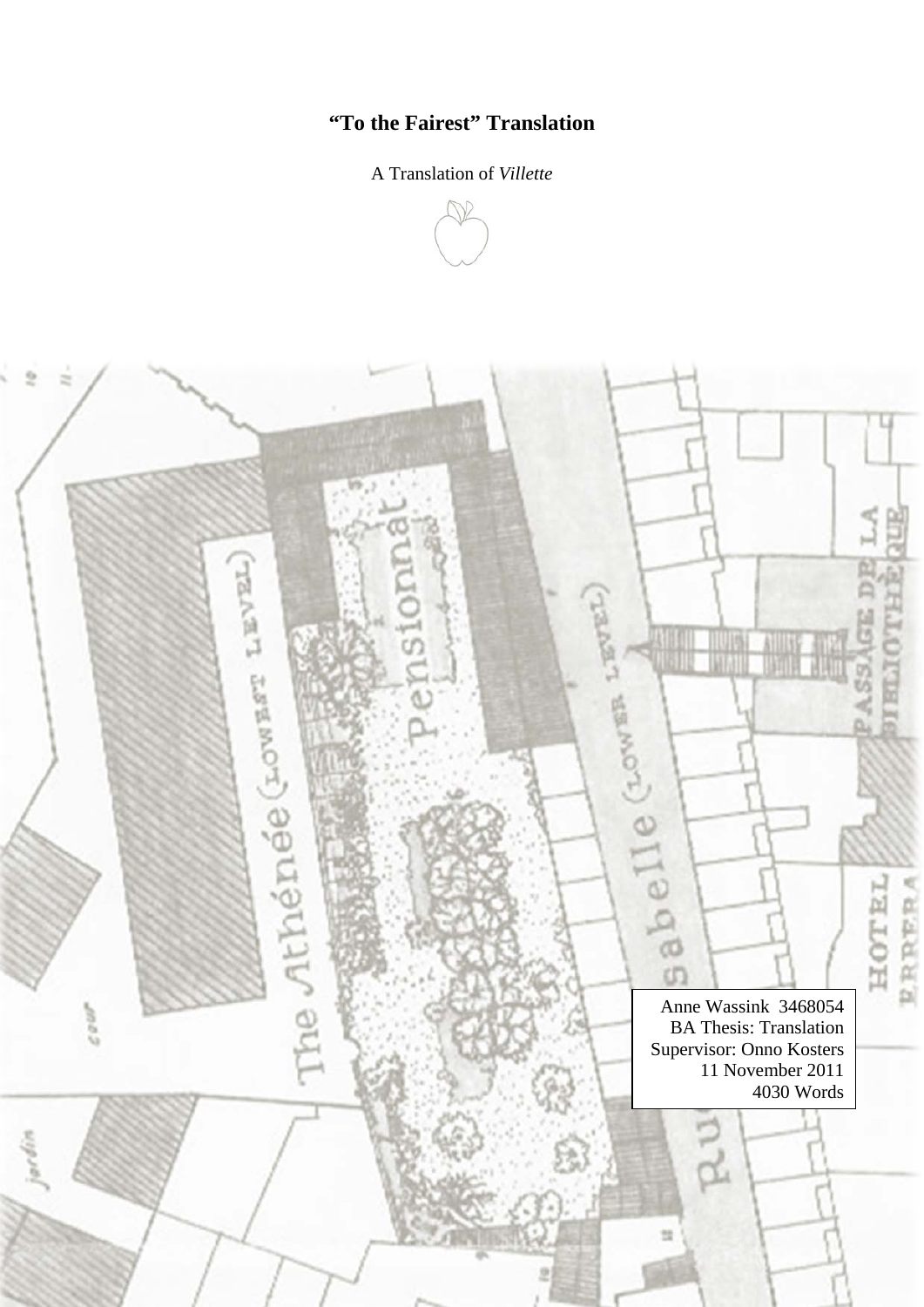# "To the Fairest" Translation

A Translation of *Villette*

Anne Wassink 3468054
BA Thesis: Translation
Supervisor: Onno Kosters
11 November 2011
4030 Words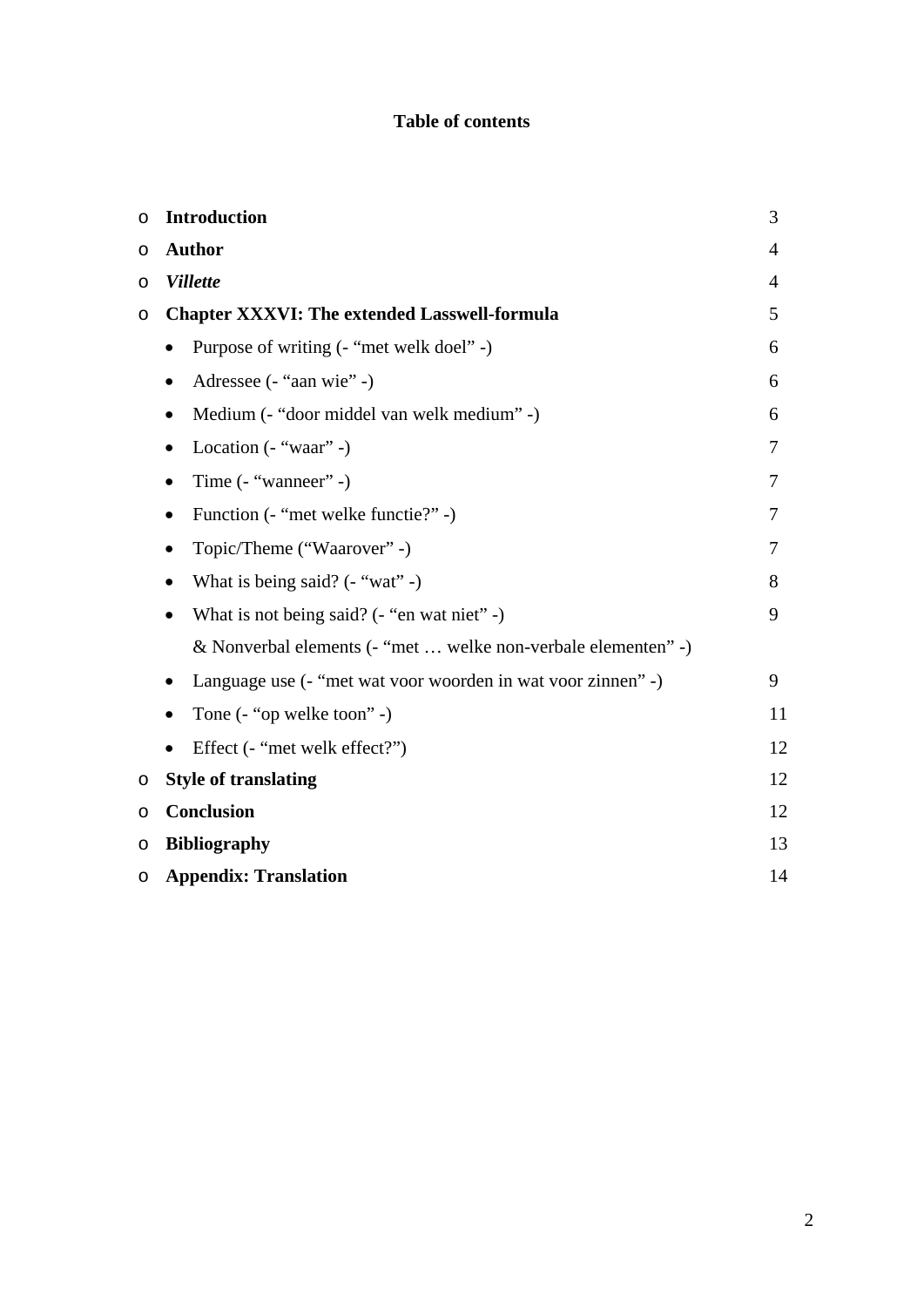# Table of contents

- **Introduction** 3
- **Author** 4
- ***Villette*** 4
- **Chapter XXXVI: The extended Lasswell-formula** 5
  - Purpose of writing (- “met welk doel” -) 6
  - Adressee (- “aan wie” -) 6
  - Medium (- “door middel van welk medium” -) 6
  - Location (- “waar” -) 7
  - Time (- “wanneer” -) 7
  - Function (- “met welke functie?” -) 7
  - Topic/Theme (“Waarover” -) 7
  - What is being said? (- “wat” -) 8
  - What is not being said? (- “en wat niet” -) 9
    & Nonverbal elements (- “met … welke non-verbale elementen” -)
  - Language use (- “met wat voor woorden in wat voor zinnen” -) 9
  - Tone (- “op welke toon” -) 11
  - Effect (- “met welk effect?”) 12
- **Style of translating** 12
- **Conclusion** 12
- **Bibliography** 13
- **Appendix: Translation** 14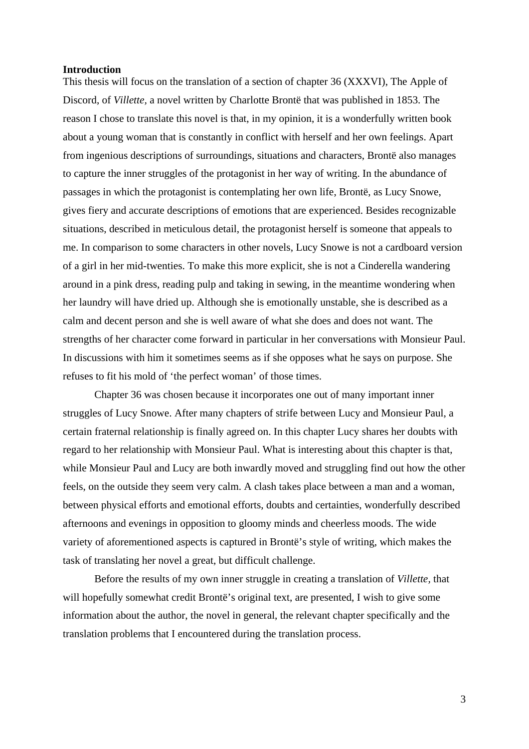**Introduction**

This thesis will focus on the translation of a section of chapter 36 (XXXVI), The Apple of Discord, of *Villette*, a novel written by Charlotte Brontë that was published in 1853. The reason I chose to translate this novel is that, in my opinion, it is a wonderfully written book about a young woman that is constantly in conflict with herself and her own feelings. Apart from ingenious descriptions of surroundings, situations and characters, Brontë also manages to capture the inner struggles of the protagonist in her way of writing. In the abundance of passages in which the protagonist is contemplating her own life, Brontë, as Lucy Snowe, gives fiery and accurate descriptions of emotions that are experienced. Besides recognizable situations, described in meticulous detail, the protagonist herself is someone that appeals to me. In comparison to some characters in other novels, Lucy Snowe is not a cardboard version of a girl in her mid-twenties. To make this more explicit, she is not a Cinderella wandering around in a pink dress, reading pulp and taking in sewing, in the meantime wondering when her laundry will have dried up. Although she is emotionally unstable, she is described as a calm and decent person and she is well aware of what she does and does not want. The strengths of her character come forward in particular in her conversations with Monsieur Paul. In discussions with him it sometimes seems as if she opposes what he says on purpose. She refuses to fit his mold of 'the perfect woman' of those times.

Chapter 36 was chosen because it incorporates one out of many important inner struggles of Lucy Snowe. After many chapters of strife between Lucy and Monsieur Paul, a certain fraternal relationship is finally agreed on. In this chapter Lucy shares her doubts with regard to her relationship with Monsieur Paul. What is interesting about this chapter is that, while Monsieur Paul and Lucy are both inwardly moved and struggling find out how the other feels, on the outside they seem very calm. A clash takes place between a man and a woman, between physical efforts and emotional efforts, doubts and certainties, wonderfully described afternoons and evenings in opposition to gloomy minds and cheerless moods. The wide variety of aforementioned aspects is captured in Brontë's style of writing, which makes the task of translating her novel a great, but difficult challenge.

Before the results of my own inner struggle in creating a translation of *Villette*, that will hopefully somewhat credit Brontë's original text, are presented, I wish to give some information about the author, the novel in general, the relevant chapter specifically and the translation problems that I encountered during the translation process.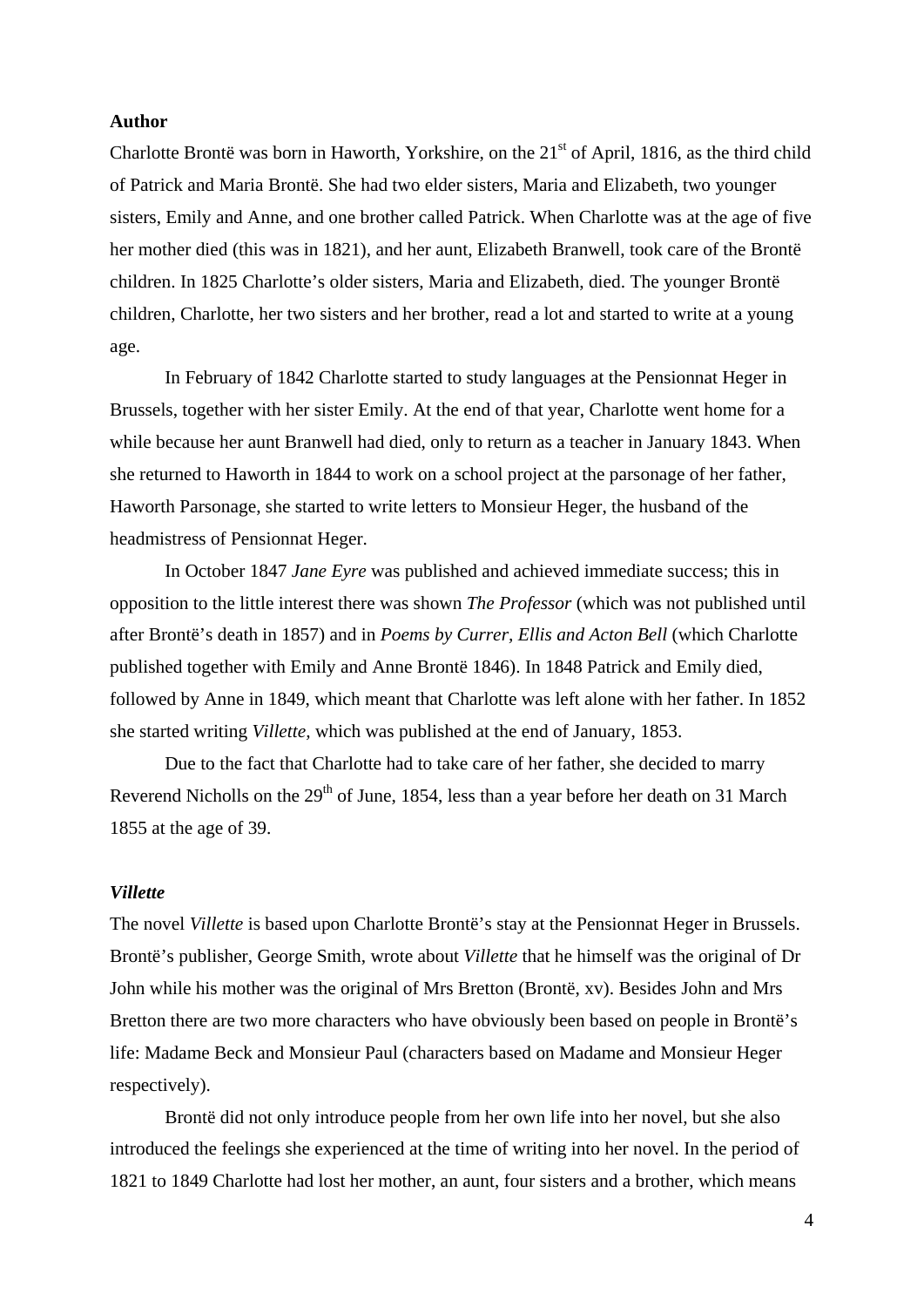**Author**

Charlotte Brontë was born in Haworth, Yorkshire, on the 21st of April, 1816, as the third child of Patrick and Maria Brontë. She had two elder sisters, Maria and Elizabeth, two younger sisters, Emily and Anne, and one brother called Patrick. When Charlotte was at the age of five her mother died (this was in 1821), and her aunt, Elizabeth Branwell, took care of the Brontë children. In 1825 Charlotte's older sisters, Maria and Elizabeth, died. The younger Brontë children, Charlotte, her two sisters and her brother, read a lot and started to write at a young age.

In February of 1842 Charlotte started to study languages at the Pensionnat Heger in Brussels, together with her sister Emily. At the end of that year, Charlotte went home for a while because her aunt Branwell had died, only to return as a teacher in January 1843. When she returned to Haworth in 1844 to work on a school project at the parsonage of her father, Haworth Parsonage, she started to write letters to Monsieur Heger, the husband of the headmistress of Pensionnat Heger.

In October 1847 *Jane Eyre* was published and achieved immediate success; this in opposition to the little interest there was shown *The Professor* (which was not published until after Brontë's death in 1857) and in *Poems by Currer, Ellis and Acton Bell* (which Charlotte published together with Emily and Anne Brontë 1846). In 1848 Patrick and Emily died, followed by Anne in 1849, which meant that Charlotte was left alone with her father. In 1852 she started writing *Villette,* which was published at the end of January, 1853.

Due to the fact that Charlotte had to take care of her father, she decided to marry Reverend Nicholls on the 29th of June, 1854, less than a year before her death on 31 March 1855 at the age of 39.

***Villette***

The novel *Villette* is based upon Charlotte Brontë's stay at the Pensionnat Heger in Brussels. Brontë's publisher, George Smith, wrote about *Villette* that he himself was the original of Dr John while his mother was the original of Mrs Bretton (Brontë, xv). Besides John and Mrs Bretton there are two more characters who have obviously been based on people in Brontë's life: Madame Beck and Monsieur Paul (characters based on Madame and Monsieur Heger respectively).

Brontë did not only introduce people from her own life into her novel, but she also introduced the feelings she experienced at the time of writing into her novel. In the period of 1821 to 1849 Charlotte had lost her mother, an aunt, four sisters and a brother, which means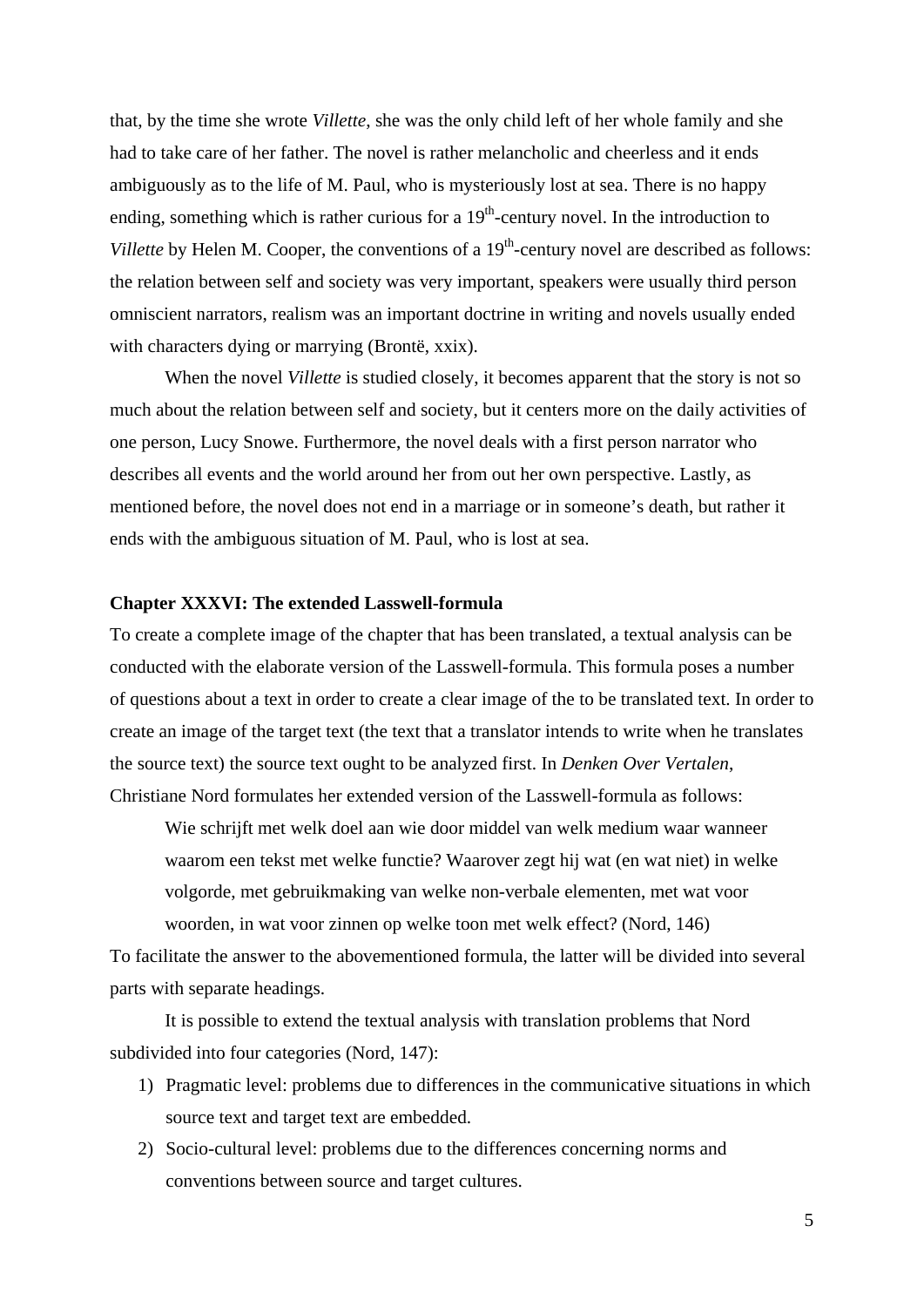that, by the time she wrote *Villette*, she was the only child left of her whole family and she had to take care of her father. The novel is rather melancholic and cheerless and it ends ambiguously as to the life of M. Paul, who is mysteriously lost at sea. There is no happy ending, something which is rather curious for a 19th-century novel. In the introduction to *Villette* by Helen M. Cooper, the conventions of a 19th-century novel are described as follows: the relation between self and society was very important, speakers were usually third person omniscient narrators, realism was an important doctrine in writing and novels usually ended with characters dying or marrying (Brontë, xxix).

When the novel *Villette* is studied closely, it becomes apparent that the story is not so much about the relation between self and society, but it centers more on the daily activities of one person, Lucy Snowe. Furthermore, the novel deals with a first person narrator who describes all events and the world around her from out her own perspective. Lastly, as mentioned before, the novel does not end in a marriage or in someone's death, but rather it ends with the ambiguous situation of M. Paul, who is lost at sea.

**Chapter XXXVI: The extended Lasswell-formula**

To create a complete image of the chapter that has been translated, a textual analysis can be conducted with the elaborate version of the Lasswell-formula. This formula poses a number of questions about a text in order to create a clear image of the to be translated text. In order to create an image of the target text (the text that a translator intends to write when he translates the source text) the source text ought to be analyzed first. In *Denken Over Vertalen*, Christiane Nord formulates her extended version of the Lasswell-formula as follows:

> Wie schrijft met welk doel aan wie door middel van welk medium waar wanneer waarom een tekst met welke functie? Waarover zegt hij wat (en wat niet) in welke volgorde, met gebruikmaking van welke non-verbale elementen, met wat voor woorden, in wat voor zinnen op welke toon met welk effect? (Nord, 146)

To facilitate the answer to the abovementioned formula, the latter will be divided into several parts with separate headings.

It is possible to extend the textual analysis with translation problems that Nord subdivided into four categories (Nord, 147):

1) Pragmatic level: problems due to differences in the communicative situations in which source text and target text are embedded.
2) Socio-cultural level: problems due to the differences concerning norms and conventions between source and target cultures.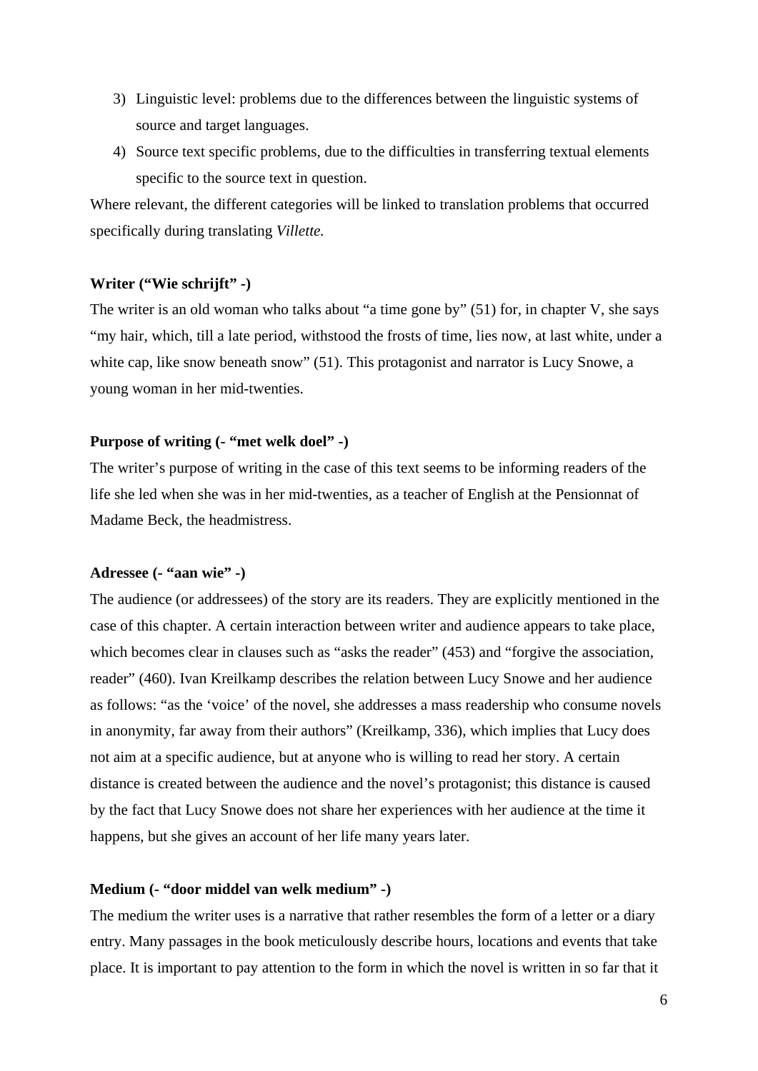3) Linguistic level: problems due to the differences between the linguistic systems of source and target languages.
4) Source text specific problems, due to the difficulties in transferring textual elements specific to the source text in question.

Where relevant, the different categories will be linked to translation problems that occurred specifically during translating *Villette.*

**Writer ("Wie schrijft" -)**

The writer is an old woman who talks about "a time gone by" (51) for, in chapter V, she says "my hair, which, till a late period, withstood the frosts of time, lies now, at last white, under a white cap, like snow beneath snow" (51). This protagonist and narrator is Lucy Snowe, a young woman in her mid-twenties.

**Purpose of writing (- "met welk doel" -)**

The writer's purpose of writing in the case of this text seems to be informing readers of the life she led when she was in her mid-twenties, as a teacher of English at the Pensionnat of Madame Beck, the headmistress.

**Adressee (- "aan wie" -)**

The audience (or addressees) of the story are its readers. They are explicitly mentioned in the case of this chapter. A certain interaction between writer and audience appears to take place, which becomes clear in clauses such as "asks the reader" (453) and "forgive the association, reader" (460). Ivan Kreilkamp describes the relation between Lucy Snowe and her audience as follows: "as the 'voice' of the novel, she addresses a mass readership who consume novels in anonymity, far away from their authors" (Kreilkamp, 336), which implies that Lucy does not aim at a specific audience, but at anyone who is willing to read her story. A certain distance is created between the audience and the novel's protagonist; this distance is caused by the fact that Lucy Snowe does not share her experiences with her audience at the time it happens, but she gives an account of her life many years later.

**Medium (- "door middel van welk medium" -)**

The medium the writer uses is a narrative that rather resembles the form of a letter or a diary entry. Many passages in the book meticulously describe hours, locations and events that take place. It is important to pay attention to the form in which the novel is written in so far that it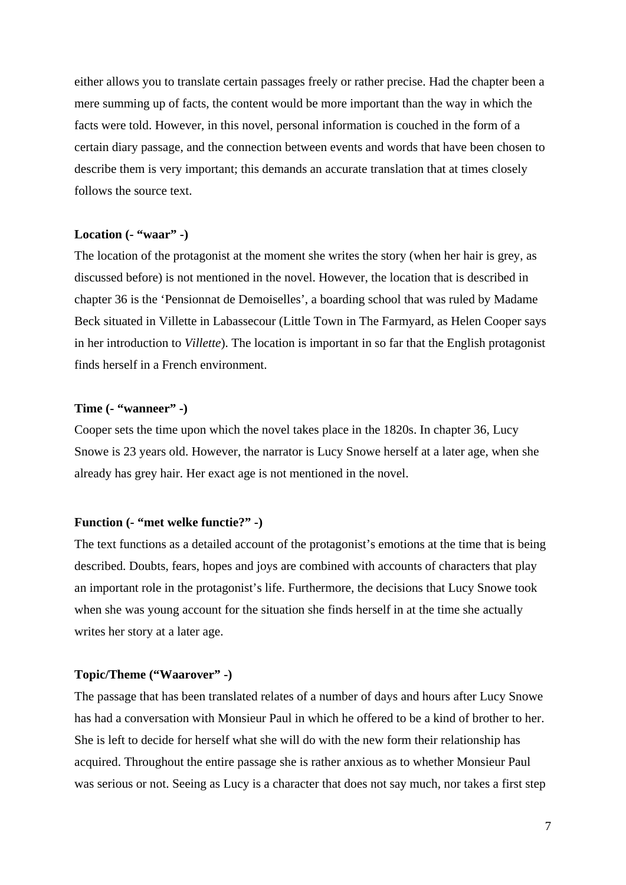either allows you to translate certain passages freely or rather precise. Had the chapter been a mere summing up of facts, the content would be more important than the way in which the facts were told. However, in this novel, personal information is couched in the form of a certain diary passage, and the connection between events and words that have been chosen to describe them is very important; this demands an accurate translation that at times closely follows the source text.

**Location (- "waar" -)**

The location of the protagonist at the moment she writes the story (when her hair is grey, as discussed before) is not mentioned in the novel. However, the location that is described in chapter 36 is the 'Pensionnat de Demoiselles', a boarding school that was ruled by Madame Beck situated in Villette in Labassecour (Little Town in The Farmyard, as Helen Cooper says in her introduction to *Villette*). The location is important in so far that the English protagonist finds herself in a French environment.

**Time (- "wanneer" -)**

Cooper sets the time upon which the novel takes place in the 1820s. In chapter 36, Lucy Snowe is 23 years old. However, the narrator is Lucy Snowe herself at a later age, when she already has grey hair. Her exact age is not mentioned in the novel.

**Function (- "met welke functie?" -)**

The text functions as a detailed account of the protagonist's emotions at the time that is being described. Doubts, fears, hopes and joys are combined with accounts of characters that play an important role in the protagonist's life. Furthermore, the decisions that Lucy Snowe took when she was young account for the situation she finds herself in at the time she actually writes her story at a later age.

**Topic/Theme ("Waarover" -)**

The passage that has been translated relates of a number of days and hours after Lucy Snowe has had a conversation with Monsieur Paul in which he offered to be a kind of brother to her. She is left to decide for herself what she will do with the new form their relationship has acquired. Throughout the entire passage she is rather anxious as to whether Monsieur Paul was serious or not. Seeing as Lucy is a character that does not say much, nor takes a first step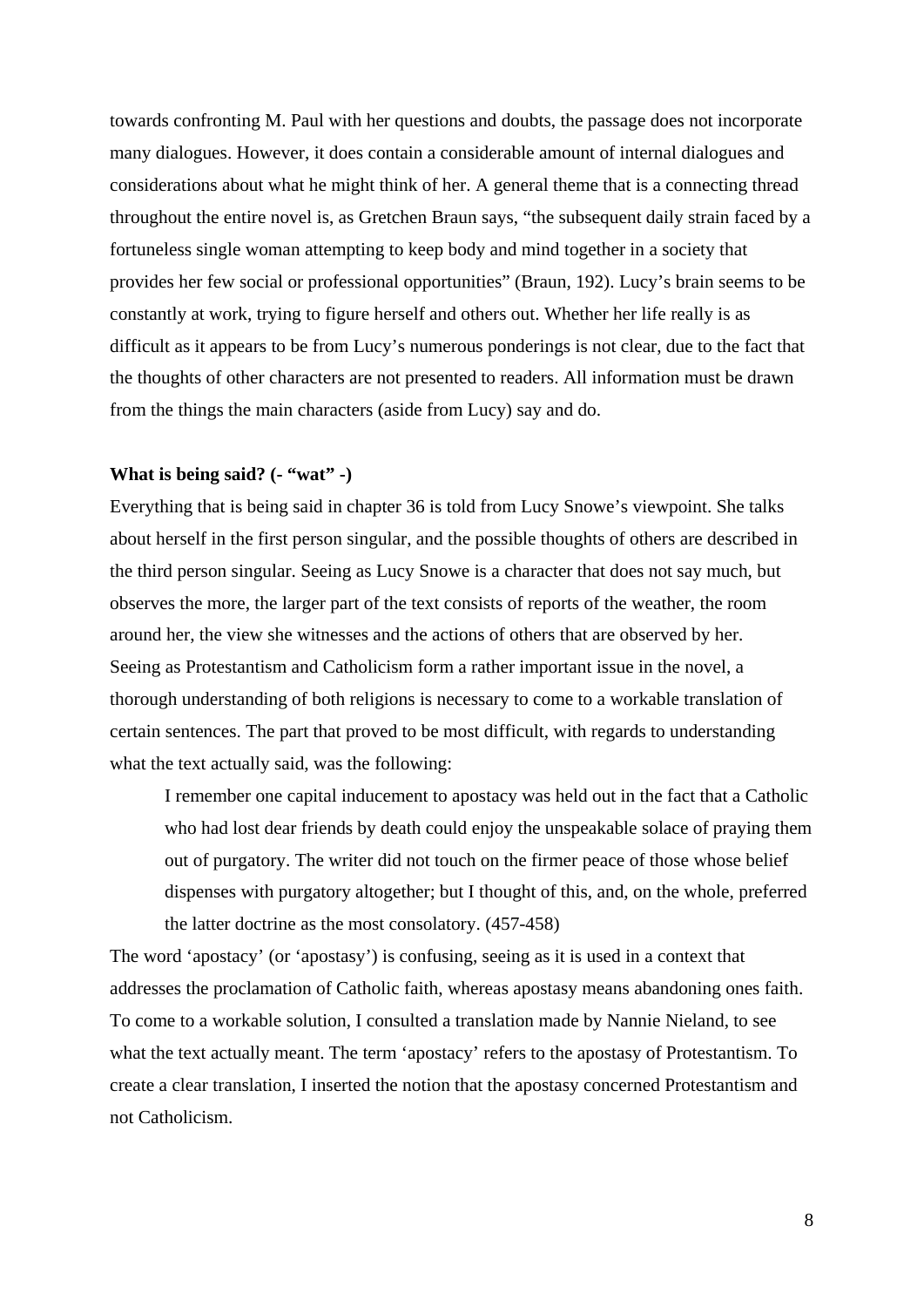towards confronting M. Paul with her questions and doubts, the passage does not incorporate many dialogues. However, it does contain a considerable amount of internal dialogues and considerations about what he might think of her. A general theme that is a connecting thread throughout the entire novel is, as Gretchen Braun says, "the subsequent daily strain faced by a fortuneless single woman attempting to keep body and mind together in a society that provides her few social or professional opportunities" (Braun, 192). Lucy's brain seems to be constantly at work, trying to figure herself and others out. Whether her life really is as difficult as it appears to be from Lucy's numerous ponderings is not clear, due to the fact that the thoughts of other characters are not presented to readers. All information must be drawn from the things the main characters (aside from Lucy) say and do.

**What is being said? (- "wat" -)**

Everything that is being said in chapter 36 is told from Lucy Snowe's viewpoint. She talks about herself in the first person singular, and the possible thoughts of others are described in the third person singular. Seeing as Lucy Snowe is a character that does not say much, but observes the more, the larger part of the text consists of reports of the weather, the room around her, the view she witnesses and the actions of others that are observed by her. Seeing as Protestantism and Catholicism form a rather important issue in the novel, a thorough understanding of both religions is necessary to come to a workable translation of certain sentences. The part that proved to be most difficult, with regards to understanding what the text actually said, was the following:

> I remember one capital inducement to apostacy was held out in the fact that a Catholic who had lost dear friends by death could enjoy the unspeakable solace of praying them out of purgatory. The writer did not touch on the firmer peace of those whose belief dispenses with purgatory altogether; but I thought of this, and, on the whole, preferred the latter doctrine as the most consolatory. (457-458)

The word 'apostacy' (or 'apostasy') is confusing, seeing as it is used in a context that addresses the proclamation of Catholic faith, whereas apostasy means abandoning ones faith. To come to a workable solution, I consulted a translation made by Nannie Nieland, to see what the text actually meant. The term 'apostacy' refers to the apostasy of Protestantism. To create a clear translation, I inserted the notion that the apostasy concerned Protestantism and not Catholicism.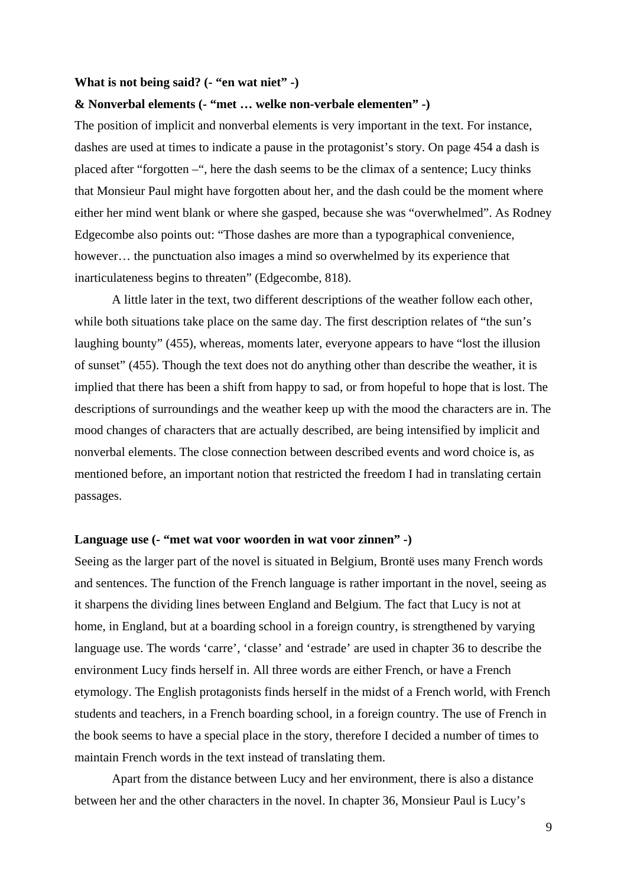**What is not being said? (- “en wat niet” -)**

**& Nonverbal elements (- “met … welke non-verbale elementen” -)**

The position of implicit and nonverbal elements is very important in the text. For instance, dashes are used at times to indicate a pause in the protagonist’s story. On page 454 a dash is placed after “forgotten –“, here the dash seems to be the climax of a sentence; Lucy thinks that Monsieur Paul might have forgotten about her, and the dash could be the moment where either her mind went blank or where she gasped, because she was “overwhelmed”. As Rodney Edgecombe also points out: “Those dashes are more than a typographical convenience, however… the punctuation also images a mind so overwhelmed by its experience that inarticulateness begins to threaten” (Edgecombe, 818).

A little later in the text, two different descriptions of the weather follow each other, while both situations take place on the same day. The first description relates of “the sun’s laughing bounty” (455), whereas, moments later, everyone appears to have “lost the illusion of sunset” (455). Though the text does not do anything other than describe the weather, it is implied that there has been a shift from happy to sad, or from hopeful to hope that is lost. The descriptions of surroundings and the weather keep up with the mood the characters are in. The mood changes of characters that are actually described, are being intensified by implicit and nonverbal elements. The close connection between described events and word choice is, as mentioned before, an important notion that restricted the freedom I had in translating certain passages.

**Language use (- “met wat voor woorden in wat voor zinnen” -)**

Seeing as the larger part of the novel is situated in Belgium, Brontë uses many French words and sentences. The function of the French language is rather important in the novel, seeing as it sharpens the dividing lines between England and Belgium. The fact that Lucy is not at home, in England, but at a boarding school in a foreign country, is strengthened by varying language use. The words ‘carre’, ‘classe’ and ‘estrade’ are used in chapter 36 to describe the environment Lucy finds herself in. All three words are either French, or have a French etymology. The English protagonists finds herself in the midst of a French world, with French students and teachers, in a French boarding school, in a foreign country. The use of French in the book seems to have a special place in the story, therefore I decided a number of times to maintain French words in the text instead of translating them.

Apart from the distance between Lucy and her environment, there is also a distance between her and the other characters in the novel. In chapter 36, Monsieur Paul is Lucy’s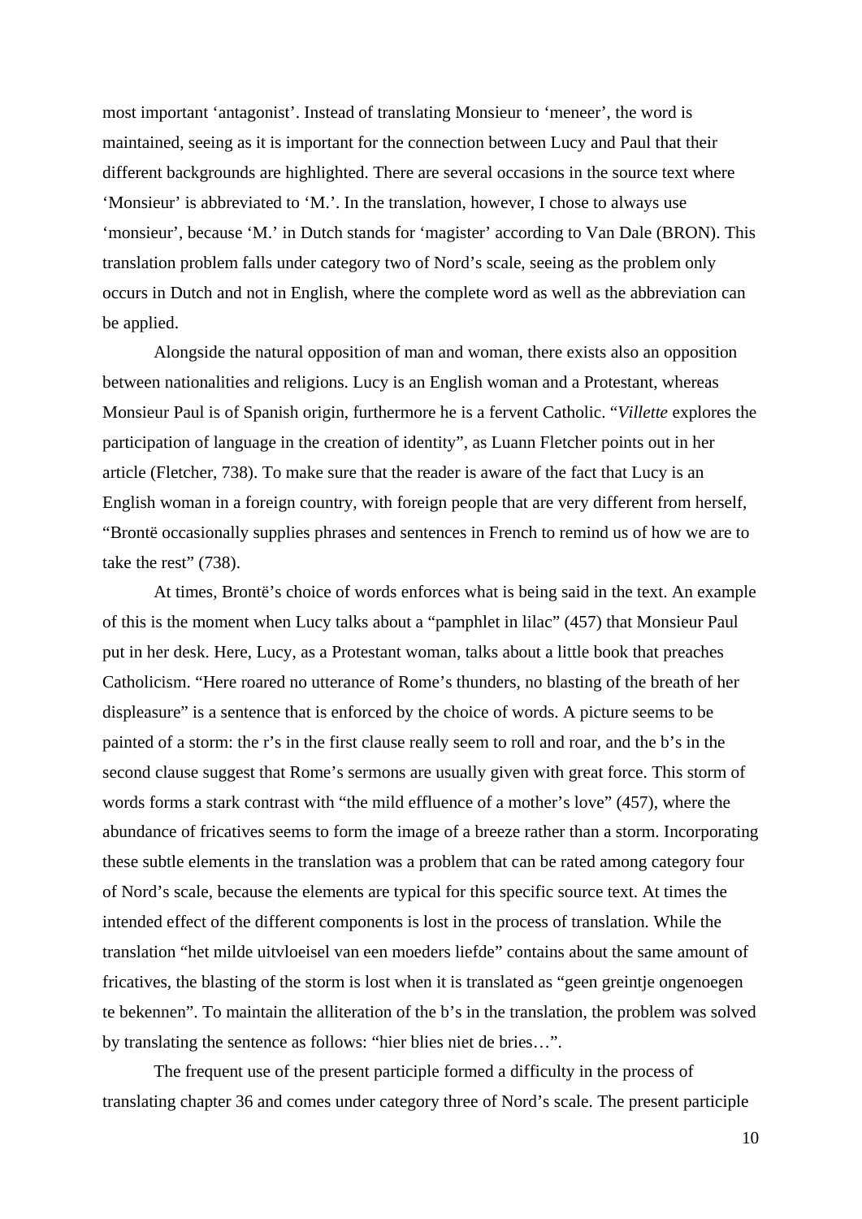most important ‘antagonist’. Instead of translating Monsieur to ‘meneer’, the word is maintained, seeing as it is important for the connection between Lucy and Paul that their different backgrounds are highlighted. There are several occasions in the source text where ‘Monsieur’ is abbreviated to ‘M.’. In the translation, however, I chose to always use ‘monsieur’, because ‘M.’ in Dutch stands for ‘magister’ according to Van Dale (BRON). This translation problem falls under category two of Nord’s scale, seeing as the problem only occurs in Dutch and not in English, where the complete word as well as the abbreviation can be applied.

Alongside the natural opposition of man and woman, there exists also an opposition between nationalities and religions. Lucy is an English woman and a Protestant, whereas Monsieur Paul is of Spanish origin, furthermore he is a fervent Catholic. “*Villette* explores the participation of language in the creation of identity”, as Luann Fletcher points out in her article (Fletcher, 738). To make sure that the reader is aware of the fact that Lucy is an English woman in a foreign country, with foreign people that are very different from herself, “Brontë occasionally supplies phrases and sentences in French to remind us of how we are to take the rest” (738).

At times, Brontë’s choice of words enforces what is being said in the text. An example of this is the moment when Lucy talks about a “pamphlet in lilac” (457) that Monsieur Paul put in her desk. Here, Lucy, as a Protestant woman, talks about a little book that preaches Catholicism. “Here roared no utterance of Rome’s thunders, no blasting of the breath of her displeasure” is a sentence that is enforced by the choice of words. A picture seems to be painted of a storm: the r’s in the first clause really seem to roll and roar, and the b’s in the second clause suggest that Rome’s sermons are usually given with great force. This storm of words forms a stark contrast with “the mild effluence of a mother’s love” (457), where the abundance of fricatives seems to form the image of a breeze rather than a storm. Incorporating these subtle elements in the translation was a problem that can be rated among category four of Nord’s scale, because the elements are typical for this specific source text. At times the intended effect of the different components is lost in the process of translation. While the translation “het milde uitvloeisel van een moeders liefde” contains about the same amount of fricatives, the blasting of the storm is lost when it is translated as “geen greintje ongenoegen te bekennen”. To maintain the alliteration of the b’s in the translation, the problem was solved by translating the sentence as follows: “hier blies niet de bries…”.

The frequent use of the present participle formed a difficulty in the process of translating chapter 36 and comes under category three of Nord’s scale. The present participle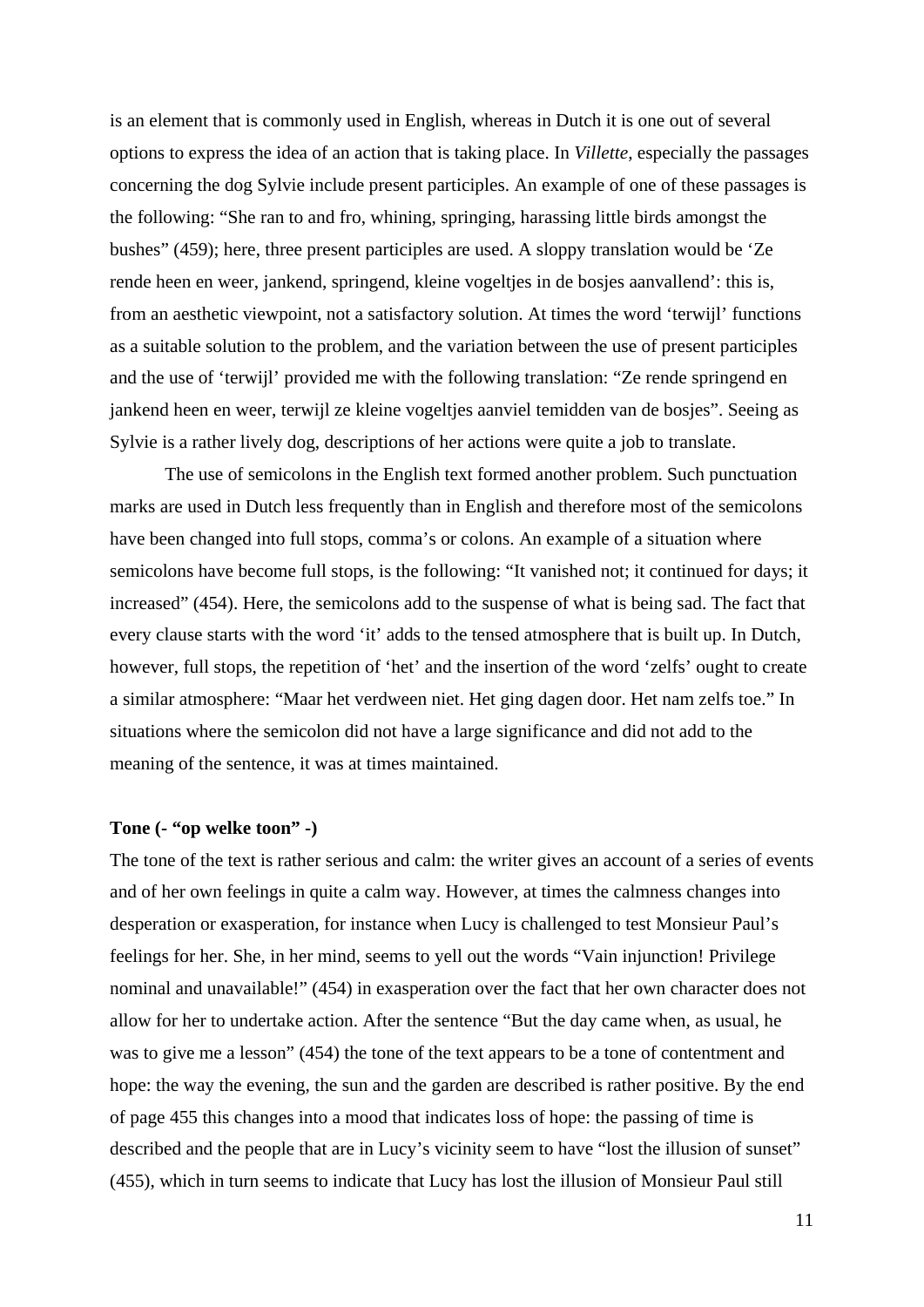is an element that is commonly used in English, whereas in Dutch it is one out of several options to express the idea of an action that is taking place. In *Villette*, especially the passages concerning the dog Sylvie include present participles. An example of one of these passages is the following: “She ran to and fro, whining, springing, harassing little birds amongst the bushes” (459); here, three present participles are used. A sloppy translation would be ‘Ze rende heen en weer, jankend, springend, kleine vogeltjes in de bosjes aanvallend’: this is, from an aesthetic viewpoint, not a satisfactory solution. At times the word ‘terwijl’ functions as a suitable solution to the problem, and the variation between the use of present participles and the use of ‘terwijl’ provided me with the following translation: “Ze rende springend en jankend heen en weer, terwijl ze kleine vogeltjes aanviel temidden van de bosjes”. Seeing as Sylvie is a rather lively dog, descriptions of her actions were quite a job to translate.

The use of semicolons in the English text formed another problem. Such punctuation marks are used in Dutch less frequently than in English and therefore most of the semicolons have been changed into full stops, comma’s or colons. An example of a situation where semicolons have become full stops, is the following: “It vanished not; it continued for days; it increased” (454). Here, the semicolons add to the suspense of what is being sad. The fact that every clause starts with the word ‘it’ adds to the tensed atmosphere that is built up. In Dutch, however, full stops, the repetition of ‘het’ and the insertion of the word ‘zelfs’ ought to create a similar atmosphere: “Maar het verdween niet. Het ging dagen door. Het nam zelfs toe.” In situations where the semicolon did not have a large significance and did not add to the meaning of the sentence, it was at times maintained.

### Tone (- “op welke toon” -)

The tone of the text is rather serious and calm: the writer gives an account of a series of events and of her own feelings in quite a calm way. However, at times the calmness changes into desperation or exasperation, for instance when Lucy is challenged to test Monsieur Paul’s feelings for her. She, in her mind, seems to yell out the words “Vain injunction! Privilege nominal and unavailable!” (454) in exasperation over the fact that her own character does not allow for her to undertake action. After the sentence “But the day came when, as usual, he was to give me a lesson” (454) the tone of the text appears to be a tone of contentment and hope: the way the evening, the sun and the garden are described is rather positive. By the end of page 455 this changes into a mood that indicates loss of hope: the passing of time is described and the people that are in Lucy’s vicinity seem to have “lost the illusion of sunset” (455), which in turn seems to indicate that Lucy has lost the illusion of Monsieur Paul still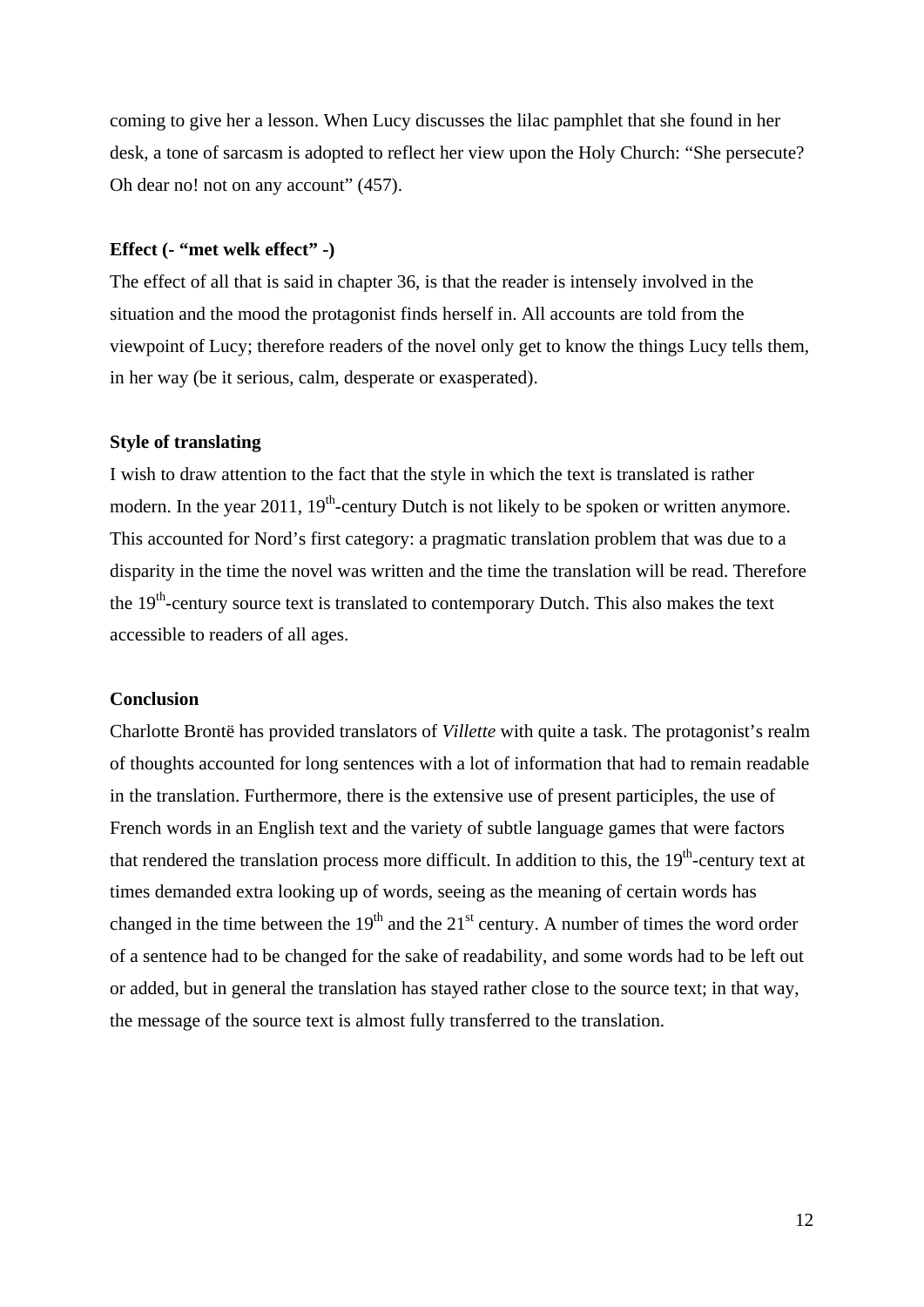coming to give her a lesson. When Lucy discusses the lilac pamphlet that she found in her desk, a tone of sarcasm is adopted to reflect her view upon the Holy Church: "She persecute? Oh dear no! not on any account" (457).

### Effect (- "met welk effect" -)

The effect of all that is said in chapter 36, is that the reader is intensely involved in the situation and the mood the protagonist finds herself in. All accounts are told from the viewpoint of Lucy; therefore readers of the novel only get to know the things Lucy tells them, in her way (be it serious, calm, desperate or exasperated).

### Style of translating

I wish to draw attention to the fact that the style in which the text is translated is rather modern. In the year 2011, 19th-century Dutch is not likely to be spoken or written anymore. This accounted for Nord's first category: a pragmatic translation problem that was due to a disparity in the time the novel was written and the time the translation will be read. Therefore the 19th-century source text is translated to contemporary Dutch. This also makes the text accessible to readers of all ages.

### Conclusion

Charlotte Brontë has provided translators of *Villette* with quite a task. The protagonist's realm of thoughts accounted for long sentences with a lot of information that had to remain readable in the translation. Furthermore, there is the extensive use of present participles, the use of French words in an English text and the variety of subtle language games that were factors that rendered the translation process more difficult. In addition to this, the 19th-century text at times demanded extra looking up of words, seeing as the meaning of certain words has changed in the time between the 19th and the 21st century. A number of times the word order of a sentence had to be changed for the sake of readability, and some words had to be left out or added, but in general the translation has stayed rather close to the source text; in that way, the message of the source text is almost fully transferred to the translation.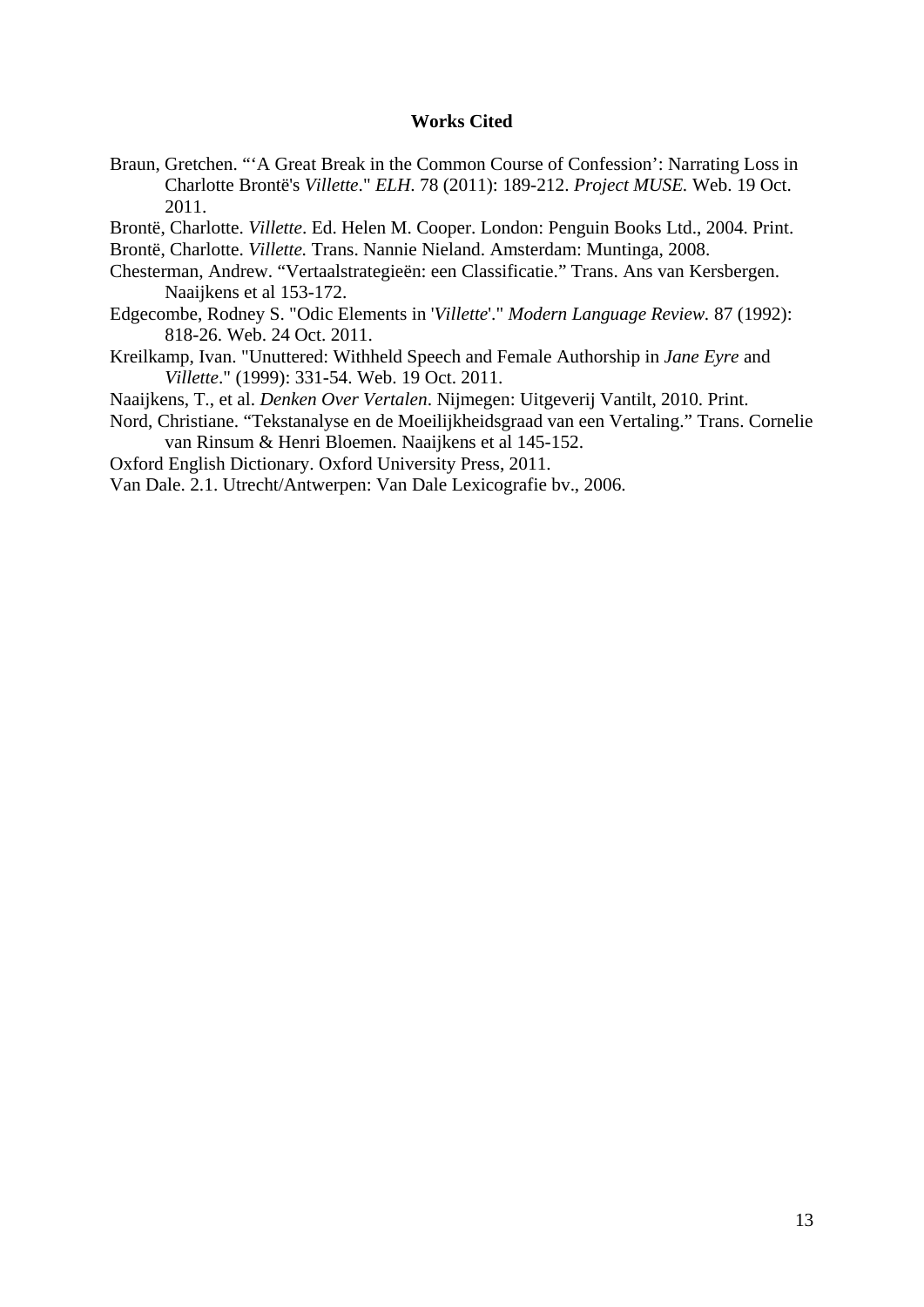**Works Cited**

Braun, Gretchen. "'A Great Break in the Common Course of Confession': Narrating Loss in Charlotte Brontë's *Villette*." *ELH*. 78 (2011): 189-212. *Project MUSE.* Web. 19 Oct. 2011.

Brontë, Charlotte. *Villette*. Ed. Helen M. Cooper. London: Penguin Books Ltd., 2004. Print.

Brontë, Charlotte. *Villette.* Trans. Nannie Nieland. Amsterdam: Muntinga, 2008.

Chesterman, Andrew. "Vertaalstrategieën: een Classificatie." Trans. Ans van Kersbergen. Naaijkens et al 153-172.

Edgecombe, Rodney S. "Odic Elements in '*Villette*'." *Modern Language Review.* 87 (1992): 818-26. Web. 24 Oct. 2011.

Kreilkamp, Ivan. "Unuttered: Withheld Speech and Female Authorship in *Jane Eyre* and *Villette*." (1999): 331-54. Web. 19 Oct. 2011.

Naaijkens, T., et al. *Denken Over Vertalen*. Nijmegen: Uitgeverij Vantilt, 2010. Print.

Nord, Christiane. "Tekstanalyse en de Moeilijkheidsgraad van een Vertaling." Trans. Cornelie van Rinsum & Henri Bloemen. Naaijkens et al 145-152.

Oxford English Dictionary. Oxford University Press, 2011.

Van Dale. 2.1. Utrecht/Antwerpen: Van Dale Lexicografie bv., 2006.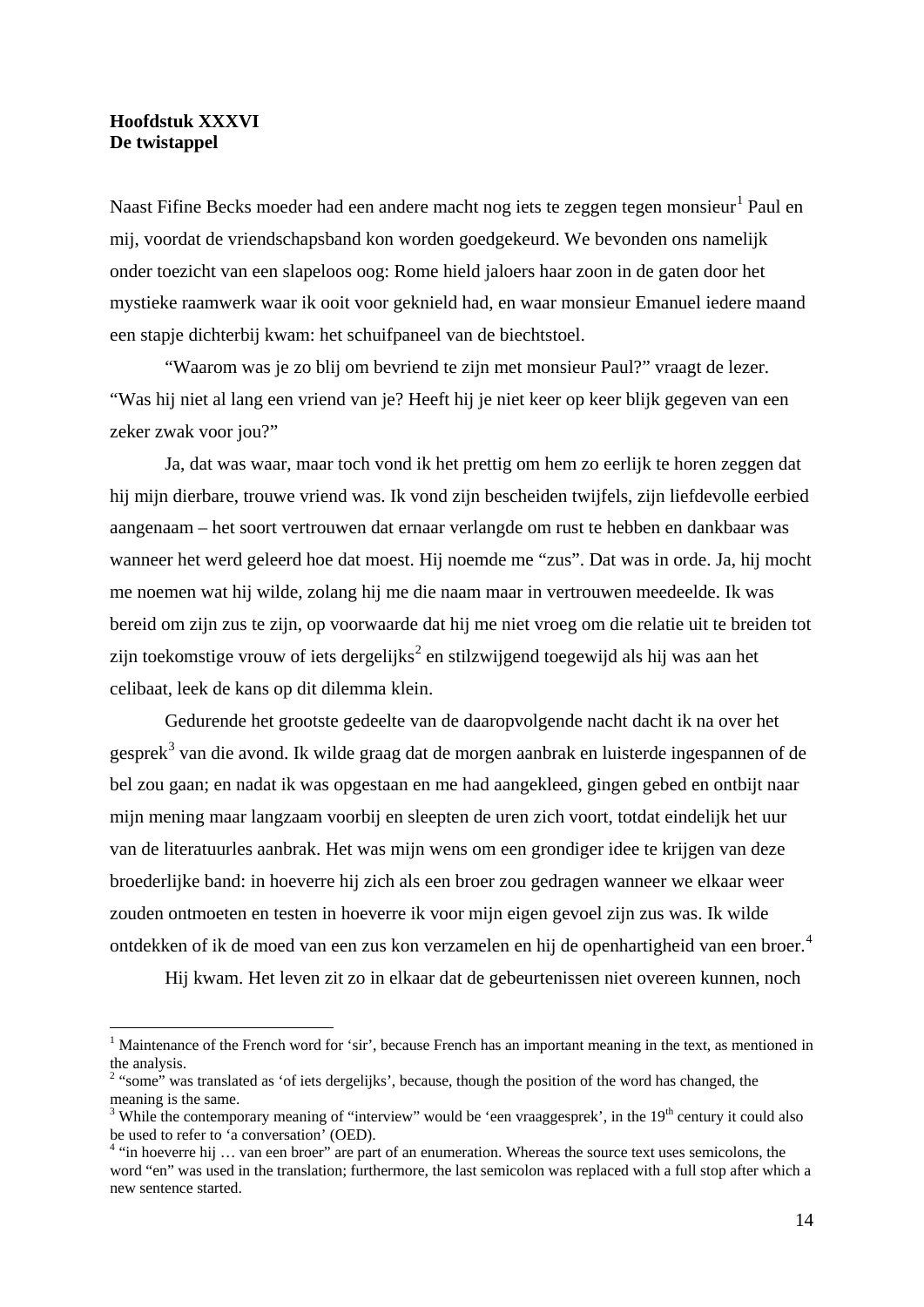**Hoofdstuk XXXVI**
**De twistappel**

Naast Fifine Becks moeder had een andere macht nog iets te zeggen tegen monsieur[1] Paul en mij, voordat de vriendschapsband kon worden goedgekeurd. We bevonden ons namelijk onder toezicht van een slapeloos oog: Rome hield jaloers haar zoon in de gaten door het mystieke raamwerk waar ik ooit voor geknield had, en waar monsieur Emanuel iedere maand een stapje dichterbij kwam: het schuifpaneel van de biechtstoel.

"Waarom was je zo blij om bevriend te zijn met monsieur Paul?" vraagt de lezer. "Was hij niet al lang een vriend van je? Heeft hij je niet keer op keer blijk gegeven van een zeker zwak voor jou?"

Ja, dat was waar, maar toch vond ik het prettig om hem zo eerlijk te horen zeggen dat hij mijn dierbare, trouwe vriend was. Ik vond zijn bescheiden twijfels, zijn liefdevolle eerbied aangenaam – het soort vertrouwen dat ernaar verlangde om rust te hebben en dankbaar was wanneer het werd geleerd hoe dat moest. Hij noemde me "zus". Dat was in orde. Ja, hij mocht me noemen wat hij wilde, zolang hij me die naam maar in vertrouwen meedeelde. Ik was bereid om zijn zus te zijn, op voorwaarde dat hij me niet vroeg om die relatie uit te breiden tot zijn toekomstige vrouw of iets dergelijks[2] en stilzwijgend toegewijd als hij was aan het celibaat, leek de kans op dit dilemma klein.

Gedurende het grootste gedeelte van de daaropvolgende nacht dacht ik na over het gesprek[3] van die avond. Ik wilde graag dat de morgen aanbrak en luisterde ingespannen of de bel zou gaan; en nadat ik was opgestaan en me had aangekleed, gingen gebed en ontbijt naar mijn mening maar langzaam voorbij en sleepten de uren zich voort, totdat eindelijk het uur van de literatuurles aanbrak. Het was mijn wens om een grondiger idee te krijgen van deze broederlijke band: in hoeverre hij zich als een broer zou gedragen wanneer we elkaar weer zouden ontmoeten en testen in hoeverre ik voor mijn eigen gevoel zijn zus was. Ik wilde ontdekken of ik de moed van een zus kon verzamelen en hij de openhartigheid van een broer.[4]

Hij kwam. Het leven zit zo in elkaar dat de gebeurtenissen niet overeen kunnen, noch

---

[1] Maintenance of the French word for 'sir', because French has an important meaning in the text, as mentioned in the analysis.

[2] "some" was translated as 'of iets dergelijks', because, though the position of the word has changed, the meaning is the same.

[3] While the contemporary meaning of "interview" would be 'een vraaggesprek', in the 19th century it could also be used to refer to 'a conversation' (OED).

[4] "in hoeverre hij … van een broer" are part of an enumeration. Whereas the source text uses semicolons, the word "en" was used in the translation; furthermore, the last semicolon was replaced with a full stop after which a new sentence started.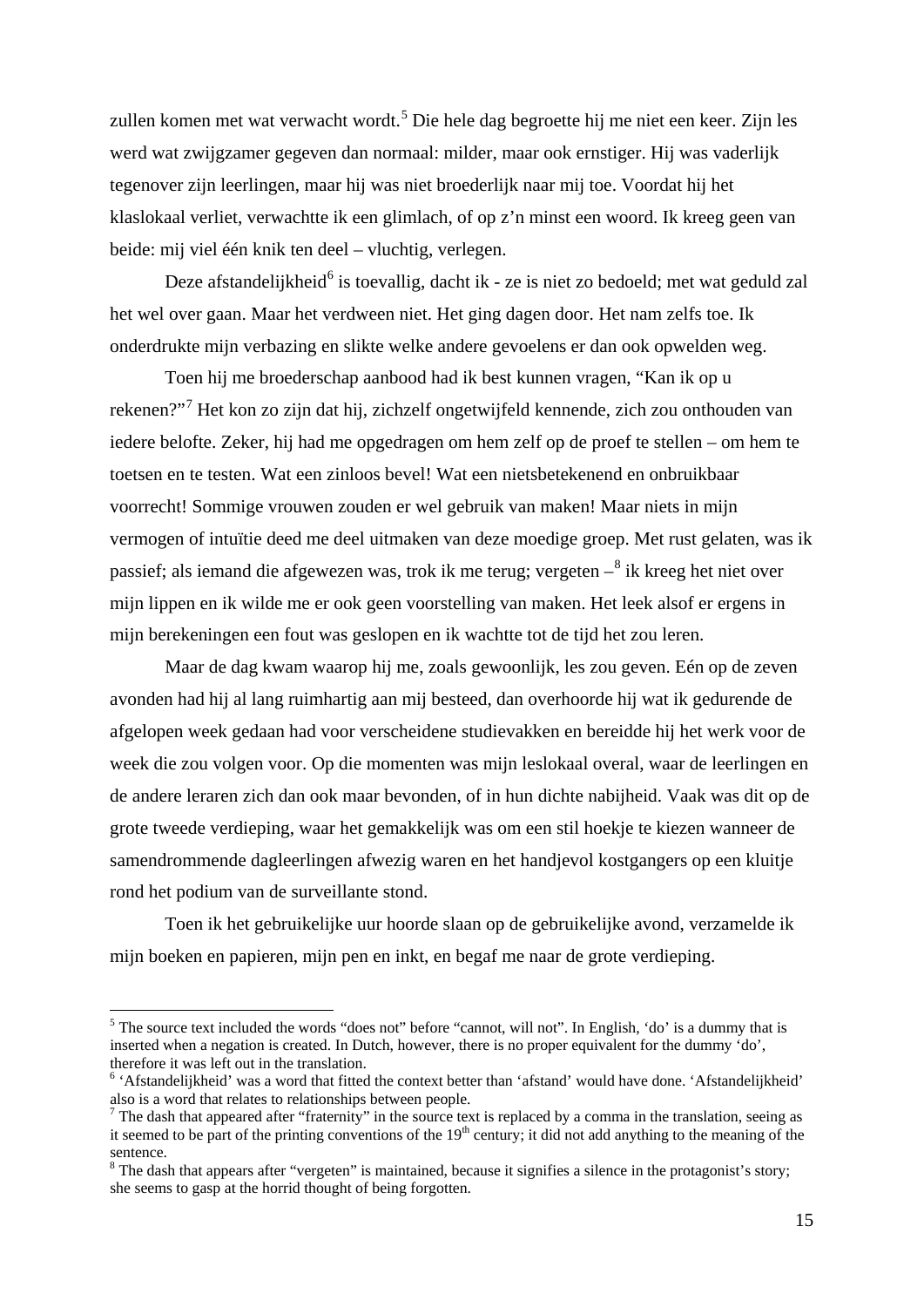zullen komen met wat verwacht wordt.[5] Die hele dag begroette hij me niet een keer. Zijn les werd wat zwijgzamer gegeven dan normaal: milder, maar ook ernstiger. Hij was vaderlijk tegenover zijn leerlingen, maar hij was niet broederlijk naar mij toe. Voordat hij het klaslokaal verliet, verwachtte ik een glimlach, of op z'n minst een woord. Ik kreeg geen van beide: mij viel één knik ten deel – vluchtig, verlegen.

Deze afstandelijkheid[6] is toevallig, dacht ik - ze is niet zo bedoeld; met wat geduld zal het wel over gaan. Maar het verdween niet. Het ging dagen door. Het nam zelfs toe. Ik onderdrukte mijn verbazing en slikte welke andere gevoelens er dan ook opwelden weg.

Toen hij me broederschap aanbood had ik best kunnen vragen, "Kan ik op u rekenen?"[7] Het kon zo zijn dat hij, zichzelf ongetwijfeld kennende, zich zou onthouden van iedere belofte. Zeker, hij had me opgedragen om hem zelf op de proef te stellen – om hem te toetsen en te testen. Wat een zinloos bevel! Wat een nietsbetekenend en onbruikbaar voorrecht! Sommige vrouwen zouden er wel gebruik van maken! Maar niets in mijn vermogen of intuïtie deed me deel uitmaken van deze moedige groep. Met rust gelaten, was ik passief; als iemand die afgewezen was, trok ik me terug; vergeten –[8] ik kreeg het niet over mijn lippen en ik wilde me er ook geen voorstelling van maken. Het leek alsof er ergens in mijn berekeningen een fout was geslopen en ik wachtte tot de tijd het zou leren.

Maar de dag kwam waarop hij me, zoals gewoonlijk, les zou geven. Eén op de zeven avonden had hij al lang ruimhartig aan mij besteed, dan overhoorde hij wat ik gedurende de afgelopen week gedaan had voor verscheidene studievakken en bereidde hij het werk voor de week die zou volgen voor. Op die momenten was mijn leslokaal overal, waar de leerlingen en de andere leraren zich dan ook maar bevonden, of in hun dichte nabijheid. Vaak was dit op de grote tweede verdieping, waar het gemakkelijk was om een stil hoekje te kiezen wanneer de samendrommende dagleerlingen afwezig waren en het handjevol kostgangers op een kluitje rond het podium van de surveillante stond.

Toen ik het gebruikelijke uur hoorde slaan op de gebruikelijke avond, verzamelde ik mijn boeken en papieren, mijn pen en inkt, en begaf me naar de grote verdieping.

---

[5] The source text included the words "does not" before "cannot, will not". In English, 'do' is a dummy that is inserted when a negation is created. In Dutch, however, there is no proper equivalent for the dummy 'do', therefore it was left out in the translation.

[6] 'Afstandelijkheid' was a word that fitted the context better than 'afstand' would have done. 'Afstandelijkheid' also is a word that relates to relationships between people.

[7] The dash that appeared after "fraternity" in the source text is replaced by a comma in the translation, seeing as it seemed to be part of the printing conventions of the 19th century; it did not add anything to the meaning of the sentence.

[8] The dash that appears after "vergeten" is maintained, because it signifies a silence in the protagonist's story; she seems to gasp at the horrid thought of being forgotten.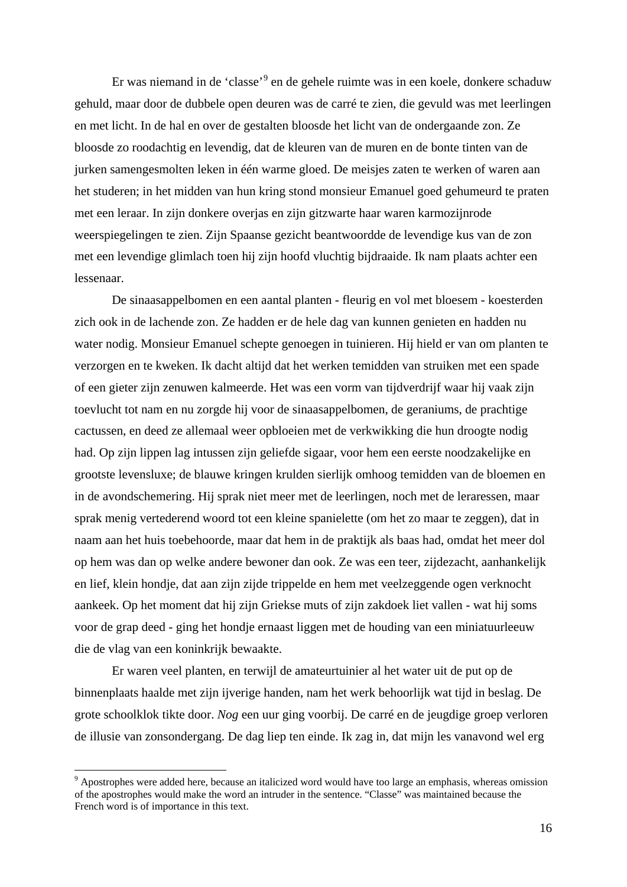Er was niemand in de ‘classe’[9] en de gehele ruimte was in een koele, donkere schaduw gehuld, maar door de dubbele open deuren was de carré te zien, die gevuld was met leerlingen en met licht. In de hal en over de gestalten bloosde het licht van de ondergaande zon. Ze bloosde zo roodachtig en levendig, dat de kleuren van de muren en de bonte tinten van de jurken samengesmolten leken in één warme gloed. De meisjes zaten te werken of waren aan het studeren; in het midden van hun kring stond monsieur Emanuel goed gehumeurd te praten met een leraar. In zijn donkere overjas en zijn gitzwarte haar waren karmozijnrode weerspiegelingen te zien. Zijn Spaanse gezicht beantwoordde de levendige kus van de zon met een levendige glimlach toen hij zijn hoofd vluchtig bijdraaide. Ik nam plaats achter een lessenaar.

De sinaasappelbomen en een aantal planten - fleurig en vol met bloesem - koesterden zich ook in de lachende zon. Ze hadden er de hele dag van kunnen genieten en hadden nu water nodig. Monsieur Emanuel schepte genoegen in tuinieren. Hij hield er van om planten te verzorgen en te kweken. Ik dacht altijd dat het werken temidden van struiken met een spade of een gieter zijn zenuwen kalmeerde. Het was een vorm van tijdverdrijf waar hij vaak zijn toevlucht tot nam en nu zorgde hij voor de sinaasappelbomen, de geraniums, de prachtige cactussen, en deed ze allemaal weer opbloeien met de verkwikking die hun droogte nodig had. Op zijn lippen lag intussen zijn geliefde sigaar, voor hem een eerste noodzakelijke en grootste levensluxe; de blauwe kringen krulden sierlijk omhoog temidden van de bloemen en in de avondschemering. Hij sprak niet meer met de leerlingen, noch met de leraressen, maar sprak menig vertederend woord tot een kleine spanielette (om het zo maar te zeggen), dat in naam aan het huis toebehoorde, maar dat hem in de praktijk als baas had, omdat het meer dol op hem was dan op welke andere bewoner dan ook. Ze was een teer, zijdezacht, aanhankelijk en lief, klein hondje, dat aan zijn zijde trippelde en hem met veelzeggende ogen verknocht aankeek. Op het moment dat hij zijn Griekse muts of zijn zakdoek liet vallen - wat hij soms voor de grap deed - ging het hondje ernaast liggen met de houding van een miniatuurleeuw die de vlag van een koninkrijk bewaakte.

Er waren veel planten, en terwijl de amateurtuinier al het water uit de put op de binnenplaats haalde met zijn ijverige handen, nam het werk behoorlijk wat tijd in beslag. De grote schoolklok tikte door. *Nog* een uur ging voorbij. De carré en de jeugdige groep verloren de illusie van zonsondergang. De dag liep ten einde. Ik zag in, dat mijn les vanavond wel erg

---

[9] Apostrophes were added here, because an italicized word would have too large an emphasis, whereas omission of the apostrophes would make the word an intruder in the sentence. “Classe” was maintained because the French word is of importance in this text.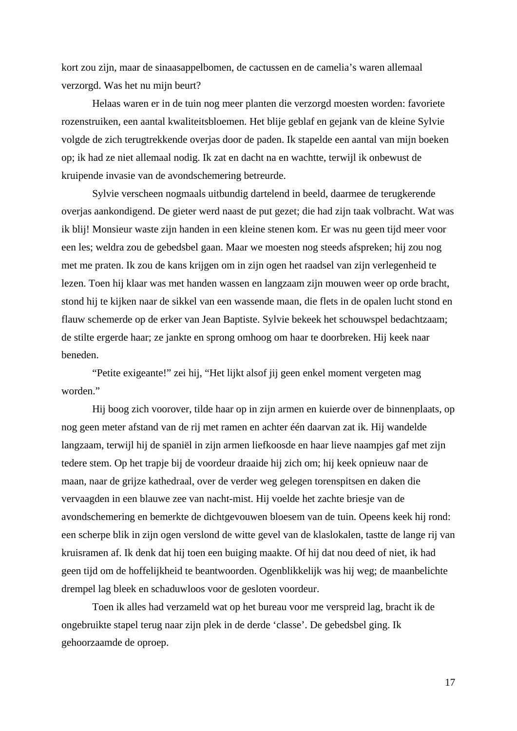kort zou zijn, maar de sinaasappelbomen, de cactussen en de camelia's waren allemaal verzorgd. Was het nu mijn beurt?

Helaas waren er in de tuin nog meer planten die verzorgd moesten worden: favoriete rozenstruiken, een aantal kwaliteitsbloemen. Het blije geblaf en gejank van de kleine Sylvie volgde de zich terugtrekkende overjas door de paden. Ik stapelde een aantal van mijn boeken op; ik had ze niet allemaal nodig. Ik zat en dacht na en wachtte, terwijl ik onbewust de kruipende invasie van de avondschemering betreurde.

Sylvie verscheen nogmaals uitbundig dartelend in beeld, daarmee de terugkerende overjas aankondigend. De gieter werd naast de put gezet; die had zijn taak volbracht. Wat was ik blij! Monsieur waste zijn handen in een kleine stenen kom. Er was nu geen tijd meer voor een les; weldra zou de gebedsbel gaan. Maar we moesten nog steeds afspreken; hij zou nog met me praten. Ik zou de kans krijgen om in zijn ogen het raadsel van zijn verlegenheid te lezen. Toen hij klaar was met handen wassen en langzaam zijn mouwen weer op orde bracht, stond hij te kijken naar de sikkel van een wassende maan, die flets in de opalen lucht stond en flauw schemerde op de erker van Jean Baptiste. Sylvie bekeek het schouwspel bedachtzaam; de stilte ergerde haar; ze jankte en sprong omhoog om haar te doorbreken. Hij keek naar beneden.

"Petite exigeante!" zei hij, "Het lijkt alsof jij geen enkel moment vergeten mag worden."

Hij boog zich voorover, tilde haar op in zijn armen en kuierde over de binnenplaats, op nog geen meter afstand van de rij met ramen en achter één daarvan zat ik. Hij wandelde langzaam, terwijl hij de spaniël in zijn armen liefkoosde en haar lieve naampjes gaf met zijn tedere stem. Op het trapje bij de voordeur draaide hij zich om; hij keek opnieuw naar de maan, naar de grijze kathedraal, over de verder weg gelegen torenspitsen en daken die vervaagden in een blauwe zee van nacht-mist. Hij voelde het zachte briesje van de avondschemering en bemerkte de dichtgevouwen bloesem van de tuin. Opeens keek hij rond: een scherpe blik in zijn ogen verslond de witte gevel van de klaslokalen, tastte de lange rij van kruisramen af. Ik denk dat hij toen een buiging maakte. Of hij dat nou deed of niet, ik had geen tijd om de hoffelijkheid te beantwoorden. Ogenblikkelijk was hij weg; de maanbelichte drempel lag bleek en schaduwloos voor de gesloten voordeur.

Toen ik alles had verzameld wat op het bureau voor me verspreid lag, bracht ik de ongebruikte stapel terug naar zijn plek in de derde 'classe'. De gebedsbel ging. Ik gehoorzaamde de oproep.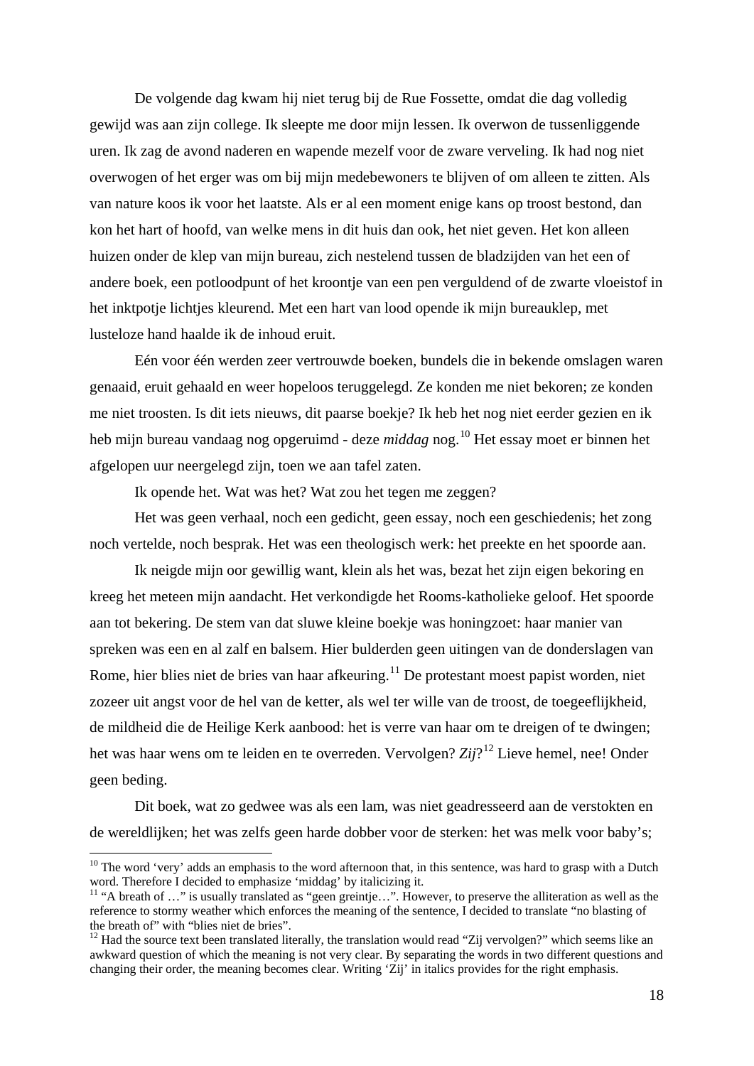De volgende dag kwam hij niet terug bij de Rue Fossette, omdat die dag volledig gewijd was aan zijn college. Ik sleepte me door mijn lessen. Ik overwon de tussenliggende uren. Ik zag de avond naderen en wapende mezelf voor de zware verveling. Ik had nog niet overwogen of het erger was om bij mijn medebewoners te blijven of om alleen te zitten. Als van nature koos ik voor het laatste. Als er al een moment enige kans op troost bestond, dan kon het hart of hoofd, van welke mens in dit huis dan ook, het niet geven. Het kon alleen huizen onder de klep van mijn bureau, zich nestelend tussen de bladzijden van het een of andere boek, een potloodpunt of het kroontje van een pen verguldend of de zwarte vloeistof in het inktpotje lichtjes kleurend. Met een hart van lood opende ik mijn bureauklep, met lusteloze hand haalde ik de inhoud eruit.

Eén voor één werden zeer vertrouwde boeken, bundels die in bekende omslagen waren genaaid, eruit gehaald en weer hopeloos teruggelegd. Ze konden me niet bekoren; ze konden me niet troosten. Is dit iets nieuws, dit paarse boekje? Ik heb het nog niet eerder gezien en ik heb mijn bureau vandaag nog opgeruimd - deze *middag* nog.[10] Het essay moet er binnen het afgelopen uur neergelegd zijn, toen we aan tafel zaten.

Ik opende het. Wat was het? Wat zou het tegen me zeggen?

Het was geen verhaal, noch een gedicht, geen essay, noch een geschiedenis; het zong noch vertelde, noch besprak. Het was een theologisch werk: het preekte en het spoorde aan.

Ik neigde mijn oor gewillig want, klein als het was, bezat het zijn eigen bekoring en kreeg het meteen mijn aandacht. Het verkondigde het Rooms-katholieke geloof. Het spoorde aan tot bekering. De stem van dat sluwe kleine boekje was honingzoet: haar manier van spreken was een en al zalf en balsem. Hier bulderden geen uitingen van de donderslagen van Rome, hier blies niet de bries van haar afkeuring.[11] De protestant moest papist worden, niet zozeer uit angst voor de hel van de ketter, als wel ter wille van de troost, de toegeeflijkheid, de mildheid die de Heilige Kerk aanbood: het is verre van haar om te dreigen of te dwingen; het was haar wens om te leiden en te overreden. Vervolgen? *Zij*?[12] Lieve hemel, nee! Onder geen beding.

Dit boek, wat zo gedwee was als een lam, was niet geadresseerd aan de verstokten en de wereldlijken; het was zelfs geen harde dobber voor de sterken: het was melk voor baby's;

---

[10] The word 'very' adds an emphasis to the word afternoon that, in this sentence, was hard to grasp with a Dutch word. Therefore I decided to emphasize 'middag' by italicizing it.

[11] "A breath of …" is usually translated as "geen greintje…". However, to preserve the alliteration as well as the reference to stormy weather which enforces the meaning of the sentence, I decided to translate "no blasting of the breath of" with "blies niet de bries".

[12] Had the source text been translated literally, the translation would read "Zij vervolgen?" which seems like an awkward question of which the meaning is not very clear. By separating the words in two different questions and changing their order, the meaning becomes clear. Writing 'Zij' in italics provides for the right emphasis.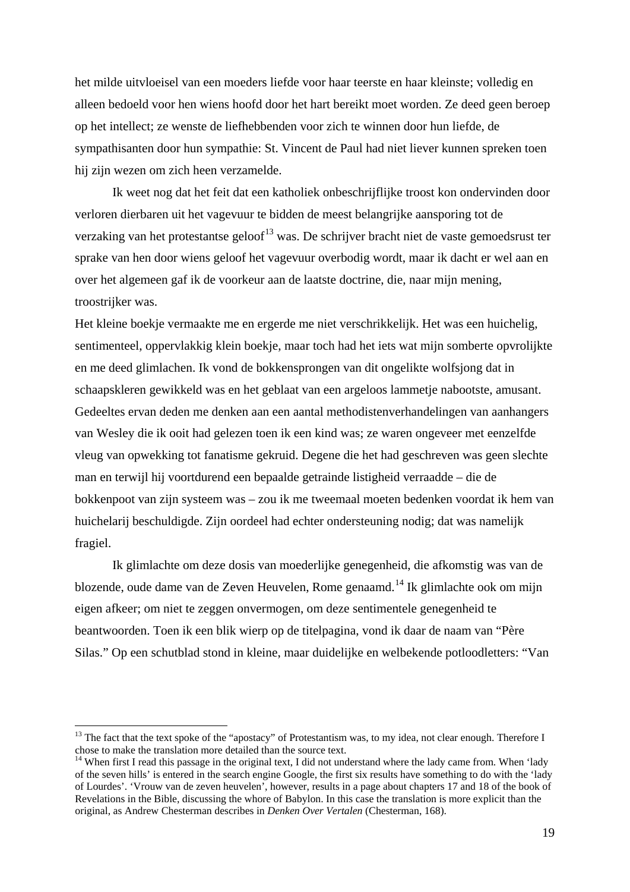het milde uitvloeisel van een moeders liefde voor haar teerste en haar kleinste; volledig en alleen bedoeld voor hen wiens hoofd door het hart bereikt moet worden. Ze deed geen beroep op het intellect; ze wenste de liefhebbenden voor zich te winnen door hun liefde, de sympathisanten door hun sympathie: St. Vincent de Paul had niet liever kunnen spreken toen hij zijn wezen om zich heen verzamelde.

Ik weet nog dat het feit dat een katholiek onbeschrijflijke troost kon ondervinden door verloren dierbaren uit het vagevuur te bidden de meest belangrijke aansporing tot de verzaking van het protestantse geloof[13] was. De schrijver bracht niet de vaste gemoedsrust ter sprake van hen door wiens geloof het vagevuur overbodig wordt, maar ik dacht er wel aan en over het algemeen gaf ik de voorkeur aan de laatste doctrine, die, naar mijn mening, troostrijker was.

Het kleine boekje vermaakte me en ergerde me niet verschrikkelijk. Het was een huichelig, sentimenteel, oppervlakkig klein boekje, maar toch had het iets wat mijn somberte opvrolijkte en me deed glimlachen. Ik vond de bokkensprongen van dit ongelikte wolfsjong dat in schaapskleren gewikkeld was en het geblaat van een argeloos lammetje nabootste, amusant. Gedeeltes ervan deden me denken aan een aantal methodistenverhandelingen van aanhangers van Wesley die ik ooit had gelezen toen ik een kind was; ze waren ongeveer met eenzelfde vleug van opwekking tot fanatisme gekruid. Degene die het had geschreven was geen slechte man en terwijl hij voortdurend een bepaalde getrainde listigheid verraadde – die de bokkenpoot van zijn systeem was – zou ik me tweemaal moeten bedenken voordat ik hem van huichelarij beschuldigde. Zijn oordeel had echter ondersteuning nodig; dat was namelijk fragiel.

Ik glimlachte om deze dosis van moederlijke genegenheid, die afkomstig was van de blozende, oude dame van de Zeven Heuvelen, Rome genaamd.[14] Ik glimlachte ook om mijn eigen afkeer; om niet te zeggen onvermogen, om deze sentimentele genegenheid te beantwoorden. Toen ik een blik wierp op de titelpagina, vond ik daar de naam van "Père Silas." Op een schutblad stond in kleine, maar duidelijke en welbekende potloodletters: "Van

---

[13] The fact that the text spoke of the "apostacy" of Protestantism was, to my idea, not clear enough. Therefore I chose to make the translation more detailed than the source text.

[14] When first I read this passage in the original text, I did not understand where the lady came from. When 'lady of the seven hills' is entered in the search engine Google, the first six results have something to do with the 'lady of Lourdes'. 'Vrouw van de zeven heuvelen', however, results in a page about chapters 17 and 18 of the book of Revelations in the Bible, discussing the whore of Babylon. In this case the translation is more explicit than the original, as Andrew Chesterman describes in *Denken Over Vertalen* (Chesterman, 168).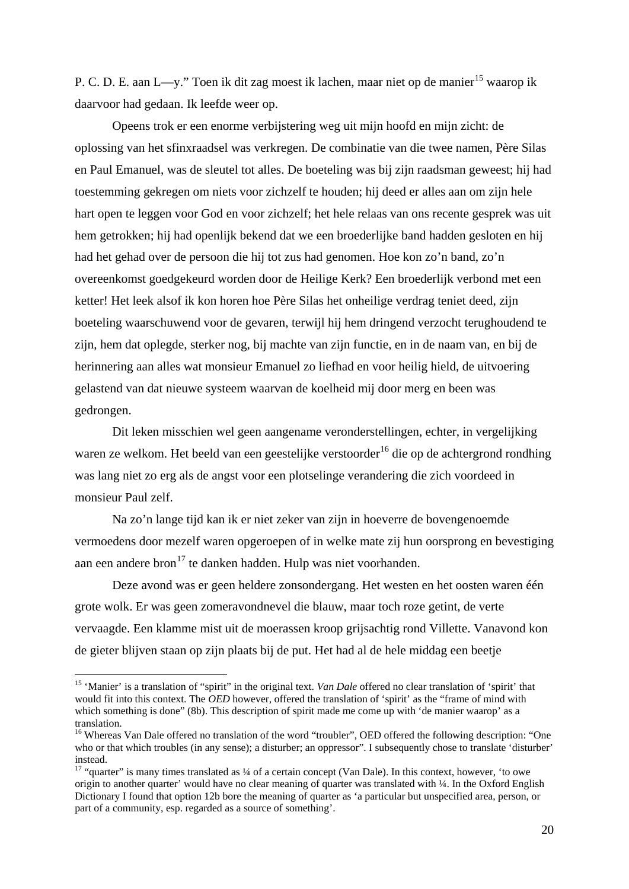P. C. D. E. aan L—y.” Toen ik dit zag moest ik lachen, maar niet op de manier[15] waarop ik daarvoor had gedaan. Ik leefde weer op.

Opeens trok er een enorme verbijstering weg uit mijn hoofd en mijn zicht: de oplossing van het sfinxraadsel was verkregen. De combinatie van die twee namen, Père Silas en Paul Emanuel, was de sleutel tot alles. De boeteling was bij zijn raadsman geweest; hij had toestemming gekregen om niets voor zichzelf te houden; hij deed er alles aan om zijn hele hart open te leggen voor God en voor zichzelf; het hele relaas van ons recente gesprek was uit hem getrokken; hij had openlijk bekend dat we een broederlijke band hadden gesloten en hij had het gehad over de persoon die hij tot zus had genomen. Hoe kon zo’n band, zo’n overeenkomst goedgekeurd worden door de Heilige Kerk? Een broederlijk verbond met een ketter! Het leek alsof ik kon horen hoe Père Silas het onheilige verdrag teniet deed, zijn boeteling waarschuwend voor de gevaren, terwijl hij hem dringend verzocht terughoudend te zijn, hem dat oplegde, sterker nog, bij machte van zijn functie, en in de naam van, en bij de herinnering aan alles wat monsieur Emanuel zo liefhad en voor heilig hield, de uitvoering gelastend van dat nieuwe systeem waarvan de koelheid mij door merg en been was gedrongen.

Dit leken misschien wel geen aangename veronderstellingen, echter, in vergelijking waren ze welkom. Het beeld van een geestelijke verstoorder[16] die op de achtergrond rondhing was lang niet zo erg als de angst voor een plotselinge verandering die zich voordeed in monsieur Paul zelf.

Na zo’n lange tijd kan ik er niet zeker van zijn in hoeverre de bovengenoemde vermoedens door mezelf waren opgeroepen of in welke mate zij hun oorsprong en bevestiging aan een andere bron[17] te danken hadden. Hulp was niet voorhanden.

Deze avond was er geen heldere zonsondergang. Het westen en het oosten waren één grote wolk. Er was geen zomeravondnevel die blauw, maar toch roze getint, de verte vervaagde. Een klamme mist uit de moerassen kroop grijsachtig rond Villette. Vanavond kon de gieter blijven staan op zijn plaats bij de put. Het had al de hele middag een beetje

---

[15] ‘Manier’ is a translation of “spirit” in the original text. *Van Dale* offered no clear translation of ‘spirit’ that would fit into this context. The *OED* however, offered the translation of ‘spirit’ as the “frame of mind with which something is done” (8b). This description of spirit made me come up with ‘de manier waarop’ as a translation.

[16] Whereas Van Dale offered no translation of the word “troubler”, OED offered the following description: “One who or that which troubles (in any sense); a disturber; an oppressor”. I subsequently chose to translate ‘disturber’ instead.

[17] “quarter” is many times translated as ¼ of a certain concept (Van Dale). In this context, however, ‘to owe origin to another quarter’ would have no clear meaning of quarter was translated with ¼. In the Oxford English Dictionary I found that option 12b bore the meaning of quarter as ‘a particular but unspecified area, person, or part of a community, esp. regarded as a source of something’.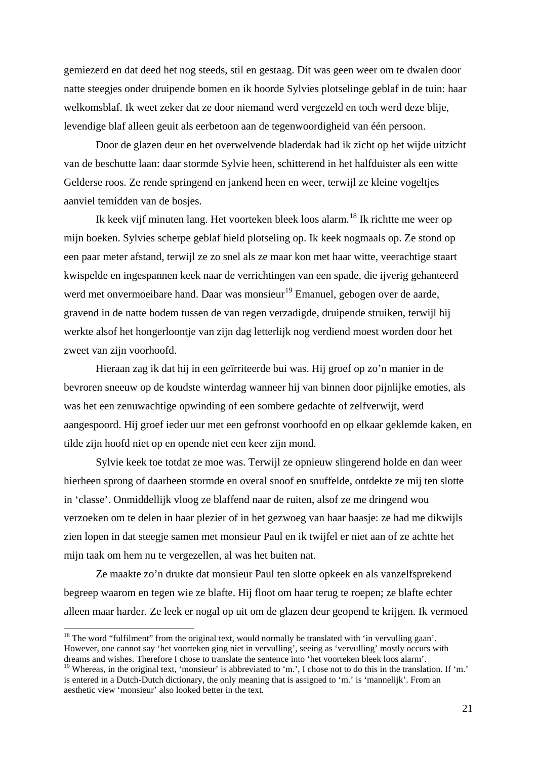gemiezerd en dat deed het nog steeds, stil en gestaag. Dit was geen weer om te dwalen door natte steegjes onder druipende bomen en ik hoorde Sylvies plotselinge geblaf in de tuin: haar welkomsblaf. Ik weet zeker dat ze door niemand werd vergezeld en toch werd deze blije, levendige blaf alleen geuit als eerbetoon aan de tegenwoordigheid van één persoon.

Door de glazen deur en het overwelvende bladerdak had ik zicht op het wijde uitzicht van de beschutte laan: daar stormde Sylvie heen, schitterend in het halfduister als een witte Gelderse roos. Ze rende springend en jankend heen en weer, terwijl ze kleine vogeltjes aanviel temidden van de bosjes.

Ik keek vijf minuten lang. Het voorteken bleek loos alarm.[18] Ik richtte me weer op mijn boeken. Sylvies scherpe geblaf hield plotseling op. Ik keek nogmaals op. Ze stond op een paar meter afstand, terwijl ze zo snel als ze maar kon met haar witte, veerachtige staart kwispelde en ingespannen keek naar de verrichtingen van een spade, die ijverig gehanteerd werd met onvermoeibare hand. Daar was monsieur[19] Emanuel, gebogen over de aarde, gravend in de natte bodem tussen de van regen verzadigde, druipende struiken, terwijl hij werkte alsof het hongerloontje van zijn dag letterlijk nog verdiend moest worden door het zweet van zijn voorhoofd.

Hieraan zag ik dat hij in een geïrriteerde bui was. Hij groef op zo'n manier in de bevroren sneeuw op de koudste winterdag wanneer hij van binnen door pijnlijke emoties, als was het een zenuwachtige opwinding of een sombere gedachte of zelfverwijt, werd aangespoord. Hij groef ieder uur met een gefronst voorhoofd en op elkaar geklemde kaken, en tilde zijn hoofd niet op en opende niet een keer zijn mond.

Sylvie keek toe totdat ze moe was. Terwijl ze opnieuw slingerend holde en dan weer hierheen sprong of daarheen stormde en overal snoof en snuffelde, ontdekte ze mij ten slotte in 'classe'. Onmiddellijk vloog ze blaffend naar de ruiten, alsof ze me dringend wou verzoeken om te delen in haar plezier of in het gezwoeg van haar baasje: ze had me dikwijls zien lopen in dat steegje samen met monsieur Paul en ik twijfel er niet aan of ze achtte het mijn taak om hem nu te vergezellen, al was het buiten nat.

Ze maakte zo'n drukte dat monsieur Paul ten slotte opkeek en als vanzelfsprekend begreep waarom en tegen wie ze blafte. Hij floot om haar terug te roepen; ze blafte echter alleen maar harder. Ze leek er nogal op uit om de glazen deur geopend te krijgen. Ik vermoed

---

[18] The word "fulfilment" from the original text, would normally be translated with 'in vervulling gaan'. However, one cannot say 'het voorteken ging niet in vervulling', seeing as 'vervulling' mostly occurs with dreams and wishes. Therefore I chose to translate the sentence into 'het voorteken bleek loos alarm'.

[19] Whereas, in the original text, 'monsieur' is abbreviated to 'm.', I chose not to do this in the translation. If 'm.' is entered in a Dutch-Dutch dictionary, the only meaning that is assigned to 'm.' is 'mannelijk'. From an aesthetic view 'monsieur' also looked better in the text.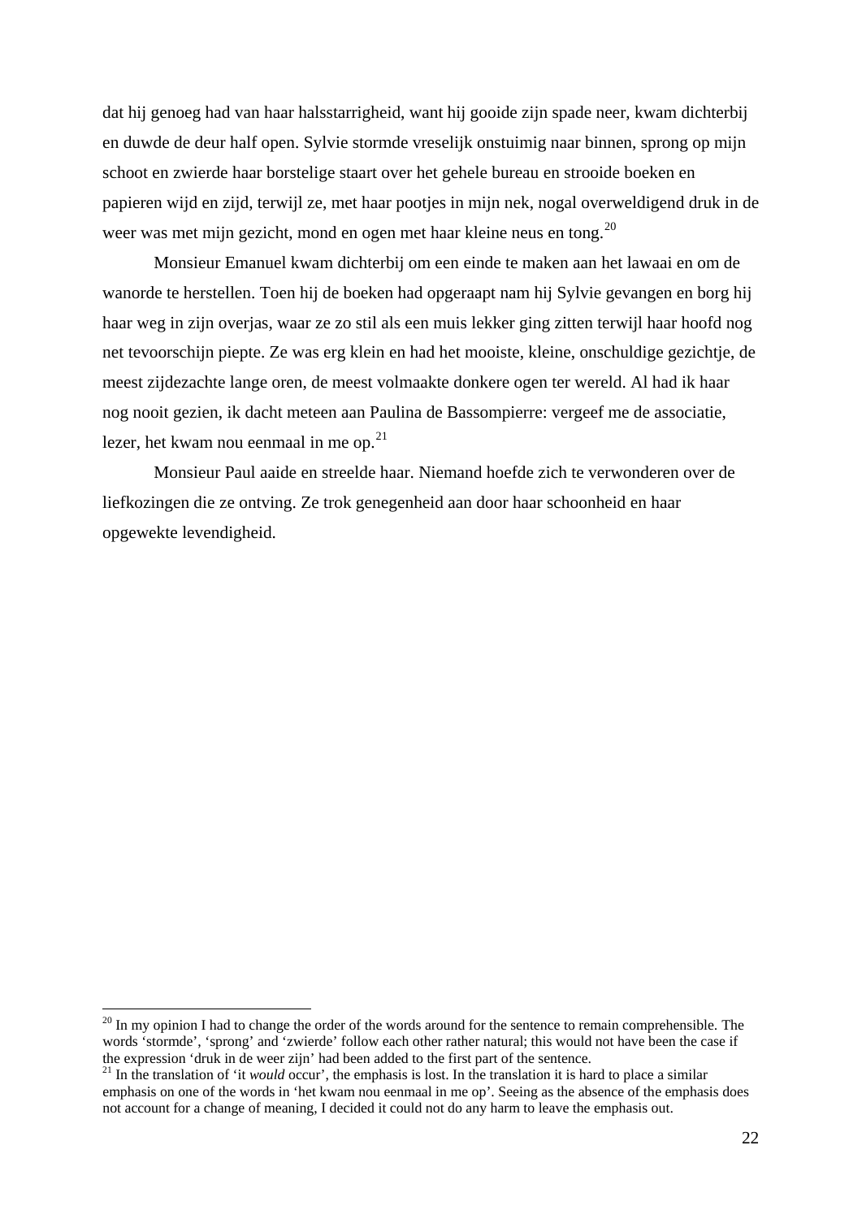dat hij genoeg had van haar halsstarrigheid, want hij gooide zijn spade neer, kwam dichterbij en duwde de deur half open. Sylvie stormde vreselijk onstuimig naar binnen, sprong op mijn schoot en zwierde haar borstelige staart over het gehele bureau en strooide boeken en papieren wijd en zijd, terwijl ze, met haar pootjes in mijn nek, nogal overweldigend druk in de weer was met mijn gezicht, mond en ogen met haar kleine neus en tong.[20]

Monsieur Emanuel kwam dichterbij om een einde te maken aan het lawaai en om de wanorde te herstellen. Toen hij de boeken had opgeraapt nam hij Sylvie gevangen en borg hij haar weg in zijn overjas, waar ze zo stil als een muis lekker ging zitten terwijl haar hoofd nog net tevoorschijn piepte. Ze was erg klein en had het mooiste, kleine, onschuldige gezichtje, de meest zijdezachte lange oren, de meest volmaakte donkere ogen ter wereld. Al had ik haar nog nooit gezien, ik dacht meteen aan Paulina de Bassompierre: vergeef me de associatie, lezer, het kwam nou eenmaal in me op.[21]

Monsieur Paul aaide en streelde haar. Niemand hoefde zich te verwonderen over de liefkozingen die ze ontving. Ze trok genegenheid aan door haar schoonheid en haar opgewekte levendigheid.

---

[20] In my opinion I had to change the order of the words around for the sentence to remain comprehensible. The words 'stormde', 'sprong' and 'zwierde' follow each other rather natural; this would not have been the case if the expression 'druk in de weer zijn' had been added to the first part of the sentence.

[21] In the translation of 'it *would* occur', the emphasis is lost. In the translation it is hard to place a similar emphasis on one of the words in 'het kwam nou eenmaal in me op'. Seeing as the absence of the emphasis does not account for a change of meaning, I decided it could not do any harm to leave the emphasis out.